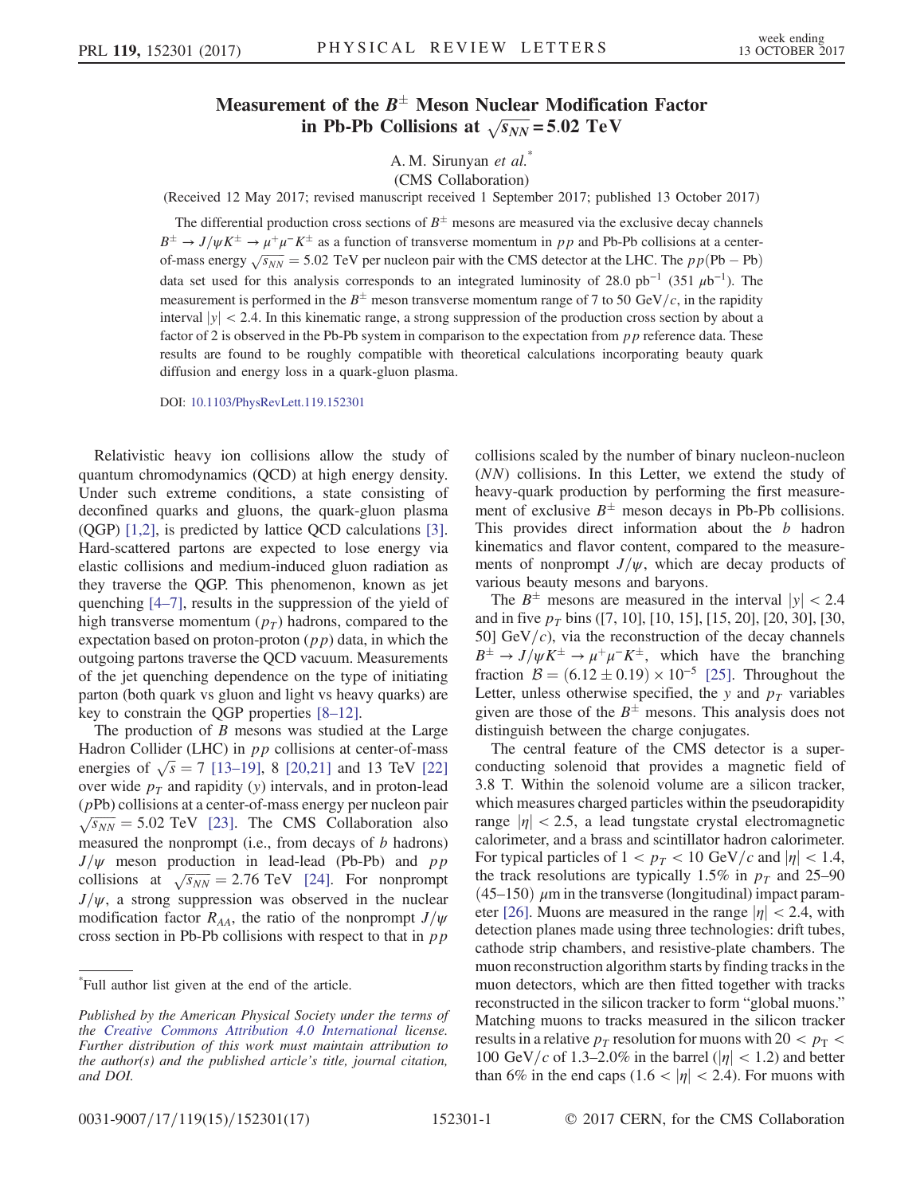# Measurement of the $B^{\pm}$ Meson Nuclear Modification Factor in Pb-Pb Collisions at $\sqrt{s_{NN}} = 5.02$ TeV

A. M. Sirunyan *et al.*[*]

(CMS Collaboration)

(Received 12 May 2017; revised manuscript received 1 September 2017; published 13 October 2017)

The differential production cross sections of $B^{\pm}$ mesons are measured via the exclusive decay channels $B^{\pm} \to J/\psi K^{\pm} \to \mu^{+}\mu^{-}K^{\pm}$ as a function of transverse momentum in $pp$ and Pb-Pb collisions at a center-of-mass energy $\sqrt{s_{NN}} = 5.02$ TeV per nucleon pair with the CMS detector at the LHC. The $pp$(Pb − Pb) data set used for this analysis corresponds to an integrated luminosity of 28.0 $\mathrm{pb}^{-1}$ (351 $\mu\mathrm{b}^{-1}$). The measurement is performed in the $B^{\pm}$ meson transverse momentum range of 7 to 50 GeV/$c$, in the rapidity interval $|y| < 2.4$. In this kinematic range, a strong suppression of the production cross section by about a factor of 2 is observed in the Pb-Pb system in comparison to the expectation from $pp$ reference data. These results are found to be roughly compatible with theoretical calculations incorporating beauty quark diffusion and energy loss in a quark-gluon plasma.

DOI: 10.1103/PhysRevLett.119.152301

Relativistic heavy ion collisions allow the study of quantum chromodynamics (QCD) at high energy density. Under such extreme conditions, a state consisting of deconfined quarks and gluons, the quark-gluon plasma (QGP) [1,2], is predicted by lattice QCD calculations [3]. Hard-scattered partons are expected to lose energy via elastic collisions and medium-induced gluon radiation as they traverse the QGP. This phenomenon, known as jet quenching [4–7], results in the suppression of the yield of high transverse momentum ($p_T$) hadrons, compared to the expectation based on proton-proton ($pp$) data, in which the outgoing partons traverse the QCD vacuum. Measurements of the jet quenching dependence on the type of initiating parton (both quark vs gluon and light vs heavy quarks) are key to constrain the QGP properties [8–12].

The production of $B$ mesons was studied at the Large Hadron Collider (LHC) in $pp$ collisions at center-of-mass energies of $\sqrt{s} = 7$ [13–19], 8 [20,21] and 13 TeV [22] over wide $p_T$ and rapidity ($y$) intervals, and in proton-lead ($p$Pb) collisions at a center-of-mass energy per nucleon pair $\sqrt{s_{NN}} = 5.02$ TeV [23]. The CMS Collaboration also measured the nonprompt (i.e., from decays of $b$ hadrons) $J/\psi$ meson production in lead-lead (Pb-Pb) and $pp$ collisions at $\sqrt{s_{NN}} = 2.76$ TeV [24]. For nonprompt $J/\psi$, a strong suppression was observed in the nuclear modification factor $R_{AA}$, the ratio of the nonprompt $J/\psi$ cross section in Pb-Pb collisions with respect to that in $pp$ collisions scaled by the number of binary nucleon-nucleon ($NN$) collisions. In this Letter, we extend the study of heavy-quark production by performing the first measurement of exclusive $B^{\pm}$ meson decays in Pb-Pb collisions. This provides direct information about the $b$ hadron kinematics and flavor content, compared to the measurements of nonprompt $J/\psi$, which are decay products of various beauty mesons and baryons.

The $B^{\pm}$ mesons are measured in the interval $|y| < 2.4$ and in five $p_T$ bins ([7, 10], [10, 15], [15, 20], [20, 30], [30, 50] GeV/$c$), via the reconstruction of the decay channels $B^{\pm} \to J/\psi K^{\pm} \to \mu^{+}\mu^{-}K^{\pm}$, which have the branching fraction $\mathcal{B} = (6.12 \pm 0.19) \times 10^{-5}$ [25]. Throughout the Letter, unless otherwise specified, the $y$ and $p_T$ variables given are those of the $B^{\pm}$ mesons. This analysis does not distinguish between the charge conjugates.

The central feature of the CMS detector is a superconducting solenoid that provides a magnetic field of 3.8 T. Within the solenoid volume are a silicon tracker, which measures charged particles within the pseudorapidity range $|\eta| < 2.5$, a lead tungstate crystal electromagnetic calorimeter, and a brass and scintillator hadron calorimeter. For typical particles of $1 < p_T < 10$ GeV/$c$ and $|\eta| < 1.4$, the track resolutions are typically 1.5% in $p_T$ and 25–90 (45–150) $\mu$m in the transverse (longitudinal) impact parameter [26]. Muons are measured in the range $|\eta| < 2.4$, with detection planes made using three technologies: drift tubes, cathode strip chambers, and resistive-plate chambers. The muon reconstruction algorithm starts by finding tracks in the muon detectors, which are then fitted together with tracks reconstructed in the silicon tracker to form "global muons." Matching muons to tracks measured in the silicon tracker results in a relative $p_T$ resolution for muons with $20 < p_T < 100$ GeV/$c$ of 1.3–2.0% in the barrel ($|\eta| < 1.2$) and better than 6% in the end caps ($1.6 < |\eta| < 2.4$). For muons with

---

[*]Full author list given at the end of the article.

*Published by the American Physical Society under the terms of the Creative Commons Attribution 4.0 International license. Further distribution of this work must maintain attribution to the author(s) and the published article's title, journal citation, and DOI.*

0031-9007/17/119(15)/152301(17) © 2017 CERN, for the CMS Collaboration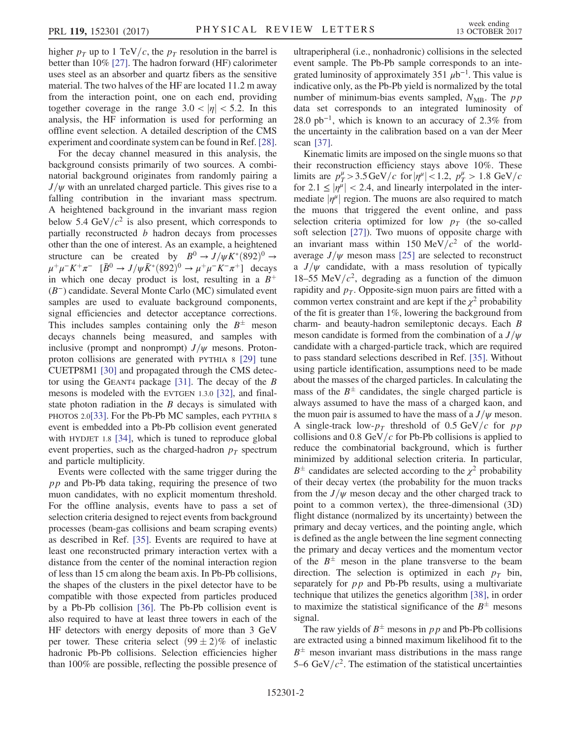higher $p_T$ up to 1 TeV/$c$, the $p_T$ resolution in the barrel is better than 10% [27]. The hadron forward (HF) calorimeter uses steel as an absorber and quartz fibers as the sensitive material. The two halves of the HF are located 11.2 m away from the interaction point, one on each end, providing together coverage in the range $3.0 < |\eta| < 5.2$. In this analysis, the HF information is used for performing an offline event selection. A detailed description of the CMS experiment and coordinate system can be found in Ref. [28].

For the decay channel measured in this analysis, the background consists primarily of two sources. A combinatorial background originates from randomly pairing a $J/\psi$ with an unrelated charged particle. This gives rise to a falling contribution in the invariant mass spectrum. A heightened background in the invariant mass region below 5.4 GeV/$c^2$ is also present, which corresponds to partially reconstructed $b$ hadron decays from processes other than the one of interest. As an example, a heightened structure can be created by $B^0 \to J/\psi K^*(892)^0 \to \mu^+\mu^- K^+\pi^-$ [$\bar{B}^0 \to J/\psi \bar{K}^*(892)^0 \to \mu^+\mu^- K^-\pi^+$] decays in which one decay product is lost, resulting in a $B^+$ ($B^-$) candidate. Several Monte Carlo (MC) simulated event samples are used to evaluate background components, signal efficiencies and detector acceptance corrections. This includes samples containing only the $B^\pm$ meson decays channels being measured, and samples with inclusive (prompt and nonprompt) $J/\psi$ mesons. Proton-proton collisions are generated with PYTHIA 8 [29] tune CUETP8M1 [30] and propagated through the CMS detector using the GEANT4 package [31]. The decay of the $B$ mesons is modeled with the EVTGEN 1.3.0 [32], and final-state photon radiation in the $B$ decays is simulated with PHOTOS 2.0[33]. For the Pb-Pb MC samples, each PYTHIA 8 event is embedded into a Pb-Pb collision event generated with HYDJET 1.8 [34], which is tuned to reproduce global event properties, such as the charged-hadron $p_T$ spectrum and particle multiplicity.

Events were collected with the same trigger during the $pp$ and Pb-Pb data taking, requiring the presence of two muon candidates, with no explicit momentum threshold. For the offline analysis, events have to pass a set of selection criteria designed to reject events from background processes (beam-gas collisions and beam scraping events) as described in Ref. [35]. Events are required to have at least one reconstructed primary interaction vertex with a distance from the center of the nominal interaction region of less than 15 cm along the beam axis. In Pb-Pb collisions, the shapes of the clusters in the pixel detector have to be compatible with those expected from particles produced by a Pb-Pb collision [36]. The Pb-Pb collision event is also required to have at least three towers in each of the HF detectors with energy deposits of more than 3 GeV per tower. These criteria select $(99 \pm 2)\%$ of inelastic hadronic Pb-Pb collisions. Selection efficiencies higher than 100% are possible, reflecting the possible presence of ultraperipheral (i.e., nonhadronic) collisions in the selected event sample. The Pb-Pb sample corresponds to an integrated luminosity of approximately 351 $\mu\text{b}^{-1}$. This value is indicative only, as the Pb-Pb yield is normalized by the total number of minimum-bias events sampled, $N_{\text{MB}}$. The $pp$ data set corresponds to an integrated luminosity of 28.0 $\text{pb}^{-1}$, which is known to an accuracy of 2.3% from the uncertainty in the calibration based on a van der Meer scan [37].

Kinematic limits are imposed on the single muons so that their reconstruction efficiency stays above 10%. These limits are $p_T^\mu > 3.5$ GeV/$c$ for $|\eta^\mu| < 1.2$, $p_T^\mu > 1.8$ GeV/$c$ for $2.1 \leq |\eta^\mu| < 2.4$, and linearly interpolated in the intermediate $|\eta^\mu|$ region. The muons are also required to match the muons that triggered the event online, and pass selection criteria optimized for low $p_T$ (the so-called soft selection [27]). Two muons of opposite charge with an invariant mass within 150 MeV/$c^2$ of the world-average $J/\psi$ meson mass [25] are selected to reconstruct a $J/\psi$ candidate, with a mass resolution of typically 18–55 MeV/$c^2$, degrading as a function of the dimuon rapidity and $p_T$. Opposite-sign muon pairs are fitted with a common vertex constraint and are kept if the $\chi^2$ probability of the fit is greater than 1%, lowering the background from charm- and beauty-hadron semileptonic decays. Each $B$ meson candidate is formed from the combination of a $J/\psi$ candidate with a charged-particle track, which are required to pass standard selections described in Ref. [35]. Without using particle identification, assumptions need to be made about the masses of the charged particles. In calculating the mass of the $B^\pm$ candidates, the single charged particle is always assumed to have the mass of a charged kaon, and the muon pair is assumed to have the mass of a $J/\psi$ meson. A single-track low-$p_T$ threshold of 0.5 GeV/$c$ for $pp$ collisions and 0.8 GeV/$c$ for Pb-Pb collisions is applied to reduce the combinatorial background, which is further minimized by additional selection criteria. In particular, $B^\pm$ candidates are selected according to the $\chi^2$ probability of their decay vertex (the probability for the muon tracks from the $J/\psi$ meson decay and the other charged track to point to a common vertex), the three-dimensional (3D) flight distance (normalized by its uncertainty) between the primary and decay vertices, and the pointing angle, which is defined as the angle between the line segment connecting the primary and decay vertices and the momentum vector of the $B^\pm$ meson in the plane transverse to the beam direction. The selection is optimized in each $p_T$ bin, separately for $pp$ and Pb-Pb results, using a multivariate technique that utilizes the genetics algorithm [38], in order to maximize the statistical significance of the $B^\pm$ mesons signal.

The raw yields of $B^\pm$ mesons in $pp$ and Pb-Pb collisions are extracted using a binned maximum likelihood fit to the $B^\pm$ meson invariant mass distributions in the mass range 5–6 GeV/$c^2$. The estimation of the statistical uncertainties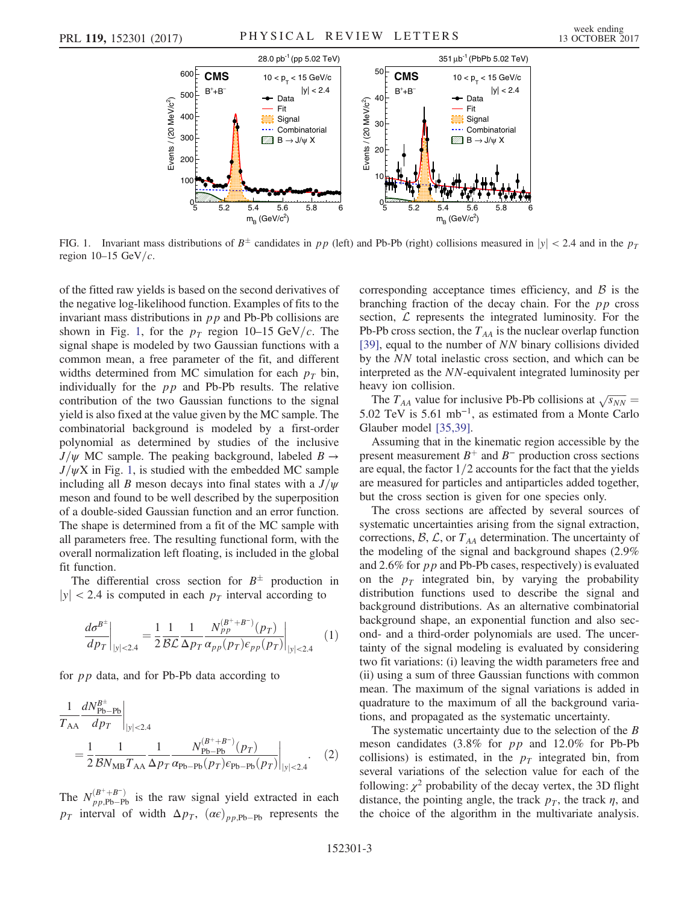FIG. 1. Invariant mass distributions of $B^{\pm}$ candidates in $pp$ (left) and Pb-Pb (right) collisions measured in $|y| < 2.4$ and in the $p_T$ region 10–15 GeV/$c$.

of the fitted raw yields is based on the second derivatives of the negative log-likelihood function. Examples of fits to the invariant mass distributions in $pp$ and Pb-Pb collisions are shown in Fig. 1, for the $p_T$ region 10–15 GeV/$c$. The signal shape is modeled by two Gaussian functions with a common mean, a free parameter of the fit, and different widths determined from MC simulation for each $p_T$ bin, individually for the $pp$ and Pb-Pb results. The relative contribution of the two Gaussian functions to the signal yield is also fixed at the value given by the MC sample. The combinatorial background is modeled by a first-order polynomial as determined by studies of the inclusive $J/\psi$ MC sample. The peaking background, labeled $B \to J/\psi X$ in Fig. 1, is studied with the embedded MC sample including all $B$ meson decays into final states with a $J/\psi$ meson and found to be well described by the superposition of a double-sided Gaussian function and an error function. The shape is determined from a fit of the MC sample with all parameters free. The resulting functional form, with the overall normalization left floating, is included in the global fit function.

The differential cross section for $B^{\pm}$ production in $|y| < 2.4$ is computed in each $p_T$ interval according to

$$\left.\frac{d\sigma^{B^{\pm}}}{dp_T}\right|_{|y|<2.4} = \frac{1}{2}\frac{1}{\mathcal{B}\mathcal{L}}\frac{1}{\Delta p_T}\left.\frac{N_{pp}^{(B^{+}+B^{-})}(p_T)}{\alpha_{pp}(p_T)\epsilon_{pp}(p_T)}\right|_{|y|<2.4} \quad (1)$$

for $pp$ data, and for Pb-Pb data according to

$$\left.\frac{1}{T_{\mathrm{AA}}}\frac{dN_{\mathrm{Pb-Pb}}^{B^{\pm}}}{dp_T}\right|_{|y|<2.4} = \frac{1}{2}\frac{1}{\mathcal{B}N_{\mathrm{MB}}T_{\mathrm{AA}}}\frac{1}{\Delta p_T}\left.\frac{N_{\mathrm{Pb-Pb}}^{(B^{+}+B^{-})}(p_T)}{\alpha_{\mathrm{Pb-Pb}}(p_T)\epsilon_{\mathrm{Pb-Pb}}(p_T)}\right|_{|y|<2.4}. \quad (2)$$

The $N_{pp,\mathrm{Pb-Pb}}^{(B^{+}+B^{-})}$ is the raw signal yield extracted in each $p_T$ interval of width $\Delta p_T$, $(\alpha\epsilon)_{pp,\mathrm{Pb-Pb}}$ represents the corresponding acceptance times efficiency, and $\mathcal{B}$ is the branching fraction of the decay chain. For the $pp$ cross section, $\mathcal{L}$ represents the integrated luminosity. For the Pb-Pb cross section, the $T_{AA}$ is the nuclear overlap function [39], equal to the number of $NN$ binary collisions divided by the $NN$ total inelastic cross section, and which can be interpreted as the $NN$-equivalent integrated luminosity per heavy ion collision.

The $T_{AA}$ value for inclusive Pb-Pb collisions at $\sqrt{s_{NN}} =$ 5.02 TeV is 5.61 mb$^{-1}$, as estimated from a Monte Carlo Glauber model [35,39].

Assuming that in the kinematic region accessible by the present measurement $B^{+}$ and $B^{-}$ production cross sections are equal, the factor 1/2 accounts for the fact that the yields are measured for particles and antiparticles added together, but the cross section is given for one species only.

The cross sections are affected by several sources of systematic uncertainties arising from the signal extraction, corrections, $\mathcal{B}$, $\mathcal{L}$, or $T_{AA}$ determination. The uncertainty of the modeling of the signal and background shapes (2.9% and 2.6% for $pp$ and Pb-Pb cases, respectively) is evaluated on the $p_T$ integrated bin, by varying the probability distribution functions used to describe the signal and background distributions. As an alternative combinatorial background shape, an exponential function and also second- and a third-order polynomials are used. The uncertainty of the signal modeling is evaluated by considering two fit variations: (i) leaving the width parameters free and (ii) using a sum of three Gaussian functions with common mean. The maximum of the signal variations is added in quadrature to the maximum of all the background variations, and propagated as the systematic uncertainty.

The systematic uncertainty due to the selection of the $B$ meson candidates (3.8% for $pp$ and 12.0% for Pb-Pb collisions) is estimated, in the $p_T$ integrated bin, from several variations of the selection value for each of the following: $\chi^2$ probability of the decay vertex, the 3D flight distance, the pointing angle, the track $p_T$, the track $\eta$, and the choice of the algorithm in the multivariate analysis.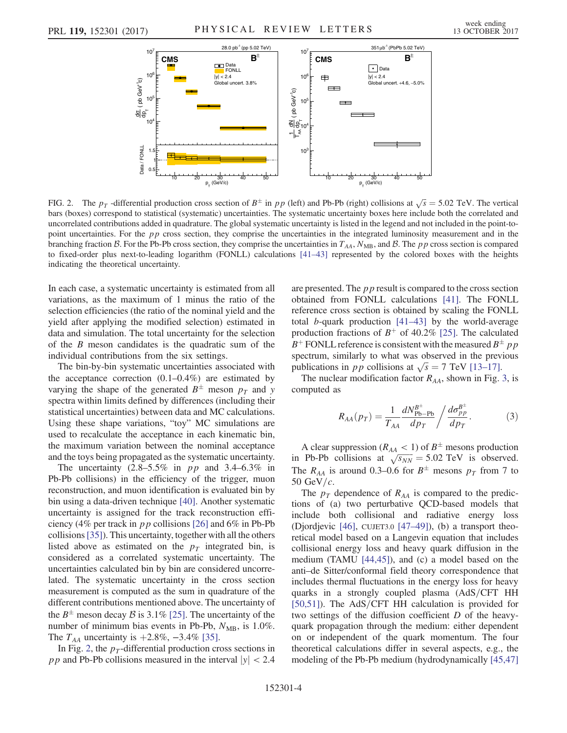FIG. 2. The $p_T$ -differential production cross section of $B^{\pm}$ in $pp$ (left) and Pb-Pb (right) collisions at $\sqrt{s} = 5.02$ TeV. The vertical bars (boxes) correspond to statistical (systematic) uncertainties. The systematic uncertainty boxes here include both the correlated and uncorrelated contributions added in quadrature. The global systematic uncertainty is listed in the legend and not included in the point-to-point uncertainties. For the $pp$ cross section, they comprise the uncertainties in the integrated luminosity measurement and in the branching fraction $\mathcal{B}$. For the Pb-Pb cross section, they comprise the uncertainties in $T_{AA}$, $N_{\text{MB}}$, and $\mathcal{B}$. The $pp$ cross section is compared to fixed-order plus next-to-leading logarithm (FONLL) calculations [41–43] represented by the colored boxes with the heights indicating the theoretical uncertainty.

In each case, a systematic uncertainty is estimated from all variations, as the maximum of 1 minus the ratio of the selection efficiencies (the ratio of the nominal yield and the yield after applying the modified selection) estimated in data and simulation. The total uncertainty for the selection of the $B$ meson candidates is the quadratic sum of the individual contributions from the six settings.

The bin-by-bin systematic uncertainties associated with the acceptance correction (0.1–0.4%) are estimated by varying the shape of the generated $B^{\pm}$ meson $p_T$ and $y$ spectra within limits defined by differences (including their statistical uncertainties) between data and MC calculations. Using these shape variations, "toy" MC simulations are used to recalculate the acceptance in each kinematic bin, the maximum variation between the nominal acceptance and the toys being propagated as the systematic uncertainty.

The uncertainty (2.8–5.5% in $pp$ and 3.4–6.3% in Pb-Pb collisions) in the efficiency of the trigger, muon reconstruction, and muon identification is evaluated bin by bin using a data-driven technique [40]. Another systematic uncertainty is assigned for the track reconstruction efficiency (4% per track in $pp$ collisions [26] and 6% in Pb-Pb collisions [35]). This uncertainty, together with all the others listed above as estimated on the $p_T$ integrated bin, is considered as a correlated systematic uncertainty. The uncertainties calculated bin by bin are considered uncorrelated. The systematic uncertainty in the cross section measurement is computed as the sum in quadrature of the different contributions mentioned above. The uncertainty of the $B^{\pm}$ meson decay $\mathcal{B}$ is 3.1% [25]. The uncertainty of the number of minimum bias events in Pb-Pb, $N_{\text{MB}}$, is 1.0%. The $T_{AA}$ uncertainty is +2.8%, −3.4% [35].

In Fig. 2, the $p_T$-differential production cross sections in $pp$ and Pb-Pb collisions measured in the interval $|y| < 2.4$ are presented. The $pp$ result is compared to the cross section obtained from FONLL calculations [41]. The FONLL reference cross section is obtained by scaling the FONLL total $b$-quark production [41–43] by the world-average production fractions of $B^+$ of 40.2% [25]. The calculated $B^+$ FONLL reference is consistent with the measured $B^{\pm}$ $pp$ spectrum, similarly to what was observed in the previous publications in $pp$ collisions at $\sqrt{s} = 7$ TeV [13–17].

The nuclear modification factor $R_{AA}$, shown in Fig. 3, is computed as

$$R_{AA}(p_T) = \frac{1}{T_{AA}} \frac{dN^{B^{\pm}}_{\text{Pb-Pb}}}{dp_T} \Bigg/ \frac{d\sigma^{B^{\pm}}_{pp}}{dp_T}. \qquad (3)$$

A clear suppression ($R_{AA} < 1$) of $B^{\pm}$ mesons production in Pb-Pb collisions at $\sqrt{s_{NN}} = 5.02$ TeV is observed. The $R_{AA}$ is around 0.3–0.6 for $B^{\pm}$ mesons $p_T$ from 7 to 50 GeV/$c$.

The $p_T$ dependence of $R_{AA}$ is compared to the predictions of (a) two perturbative QCD-based models that include both collisional and radiative energy loss (Djordjevic [46], CUJET3.0 [47–49]), (b) a transport theoretical model based on a Langevin equation that includes collisional energy loss and heavy quark diffusion in the medium (TAMU [44,45]), and (c) a model based on the anti–de Sitter/conformal field theory correspondence that includes thermal fluctuations in the energy loss for heavy quarks in a strongly coupled plasma (AdS/CFT HH [50,51]). The AdS/CFT HH calculation is provided for two settings of the diffusion coefficient $D$ of the heavy-quark propagation through the medium: either dependent on or independent of the quark momentum. The four theoretical calculations differ in several aspects, e.g., the modeling of the Pb-Pb medium (hydrodynamically [45,47]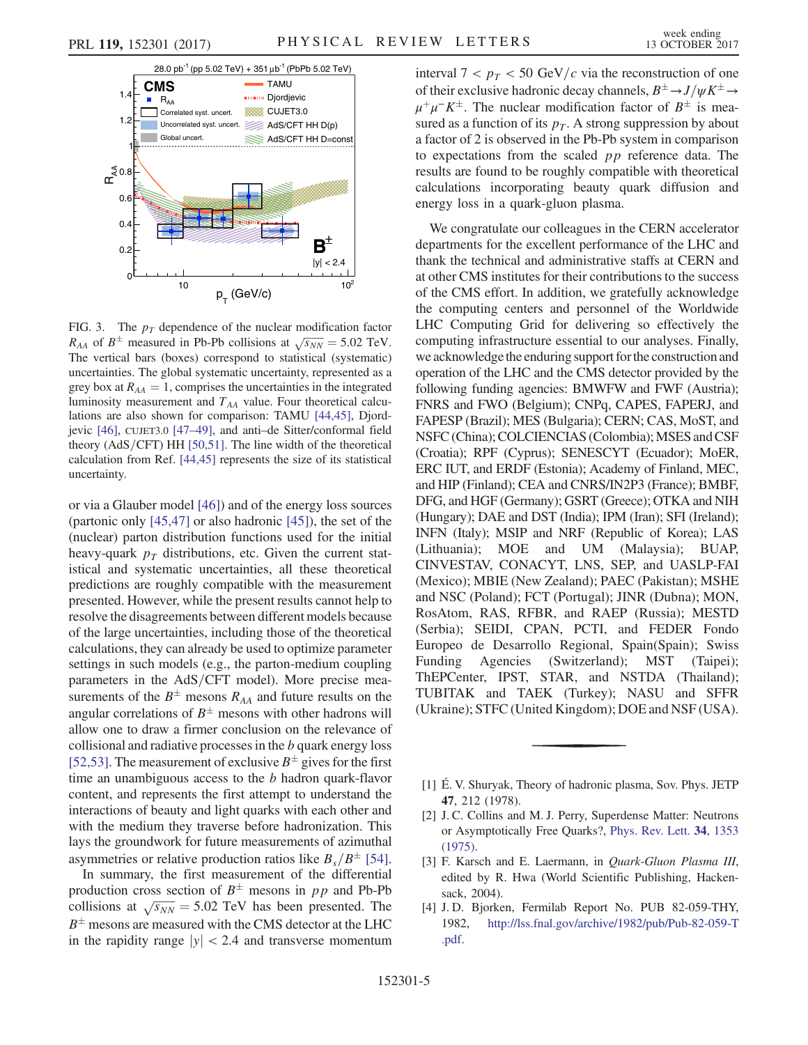FIG. 3. The $p_T$ dependence of the nuclear modification factor $R_{AA}$ of $B^{\pm}$ measured in Pb-Pb collisions at $\sqrt{s_{NN}} = 5.02$ TeV. The vertical bars (boxes) correspond to statistical (systematic) uncertainties. The global systematic uncertainty, represented as a grey box at $R_{AA} = 1$, comprises the uncertainties in the integrated luminosity measurement and $T_{AA}$ value. Four theoretical calculations are also shown for comparison: TAMU [44,45], Djordjevic [46], CUJET3.0 [47–49], and anti–de Sitter/conformal field theory (AdS/CFT) HH [50,51]. The line width of the theoretical calculation from Ref. [44,45] represents the size of its statistical uncertainty.

or via a Glauber model [46]) and of the energy loss sources (partonic only [45,47] or also hadronic [45]), the set of the (nuclear) parton distribution functions used for the initial heavy-quark $p_T$ distributions, etc. Given the current statistical and systematic uncertainties, all these theoretical predictions are roughly compatible with the measurement presented. However, while the present results cannot help to resolve the disagreements between different models because of the large uncertainties, including those of the theoretical calculations, they can already be used to optimize parameter settings in such models (e.g., the parton-medium coupling parameters in the AdS/CFT model). More precise measurements of the $B^{\pm}$ mesons $R_{AA}$ and future results on the angular correlations of $B^{\pm}$ mesons with other hadrons will allow one to draw a firmer conclusion on the relevance of collisional and radiative processes in the $b$ quark energy loss [52,53]. The measurement of exclusive $B^{\pm}$ gives for the first time an unambiguous access to the $b$ hadron quark-flavor content, and represents the first attempt to understand the interactions of beauty and light quarks with each other and with the medium they traverse before hadronization. This lays the groundwork for future measurements of azimuthal asymmetries or relative production ratios like $B_s/B^{\pm}$ [54].

In summary, the first measurement of the differential production cross section of $B^{\pm}$ mesons in $pp$ and Pb-Pb collisions at $\sqrt{s_{NN}} = 5.02$ TeV has been presented. The $B^{\pm}$ mesons are measured with the CMS detector at the LHC in the rapidity range $|y| < 2.4$ and transverse momentum interval $7 < p_T < 50$ GeV$/c$ via the reconstruction of one of their exclusive hadronic decay channels, $B^{\pm} \to J/\psi K^{\pm} \to \mu^{+}\mu^{-}K^{\pm}$. The nuclear modification factor of $B^{\pm}$ is measured as a function of its $p_T$. A strong suppression by about a factor of 2 is observed in the Pb-Pb system in comparison to expectations from the scaled $pp$ reference data. The results are found to be roughly compatible with theoretical calculations incorporating beauty quark diffusion and energy loss in a quark-gluon plasma.

We congratulate our colleagues in the CERN accelerator departments for the excellent performance of the LHC and thank the technical and administrative staffs at CERN and at other CMS institutes for their contributions to the success of the CMS effort. In addition, we gratefully acknowledge the computing centers and personnel of the Worldwide LHC Computing Grid for delivering so effectively the computing infrastructure essential to our analyses. Finally, we acknowledge the enduring support for the construction and operation of the LHC and the CMS detector provided by the following funding agencies: BMWFW and FWF (Austria); FNRS and FWO (Belgium); CNPq, CAPES, FAPERJ, and FAPESP (Brazil); MES (Bulgaria); CERN; CAS, MoST, and NSFC (China); COLCIENCIAS (Colombia); MSES and CSF (Croatia); RPF (Cyprus); SENESCYT (Ecuador); MoER, ERC IUT, and ERDF (Estonia); Academy of Finland, MEC, and HIP (Finland); CEA and CNRS/IN2P3 (France); BMBF, DFG, and HGF (Germany); GSRT (Greece); OTKA and NIH (Hungary); DAE and DST (India); IPM (Iran); SFI (Ireland); INFN (Italy); MSIP and NRF (Republic of Korea); LAS (Lithuania); MOE and UM (Malaysia); BUAP, CINVESTAV, CONACYT, LNS, SEP, and UASLP-FAI (Mexico); MBIE (New Zealand); PAEC (Pakistan); MSHE and NSC (Poland); FCT (Portugal); JINR (Dubna); MON, RosAtom, RAS, RFBR, and RAEP (Russia); MESTD (Serbia); SEIDI, CPAN, PCTI, and FEDER Fondo Europeo de Desarrollo Regional, Spain(Spain); Swiss Funding Agencies (Switzerland); MST (Taipei); ThEPCenter, IPST, STAR, and NSTDA (Thailand); TUBITAK and TAEK (Turkey); NASU and SFFR (Ukraine); STFC (United Kingdom); DOE and NSF (USA).

[1] É. V. Shuryak, Theory of hadronic plasma, Sov. Phys. JETP **47**, 212 (1978).

[2] J. C. Collins and M. J. Perry, Superdense Matter: Neutrons or Asymptotically Free Quarks?, Phys. Rev. Lett. **34**, 1353 (1975).

[3] F. Karsch and E. Laermann, in *Quark-Gluon Plasma III*, edited by R. Hwa (World Scientific Publishing, Hackensack, 2004).

[4] J. D. Bjorken, Fermilab Report No. PUB 82-059-THY, 1982, http://lss.fnal.gov/archive/1982/pub/Pub-82-059-T.pdf.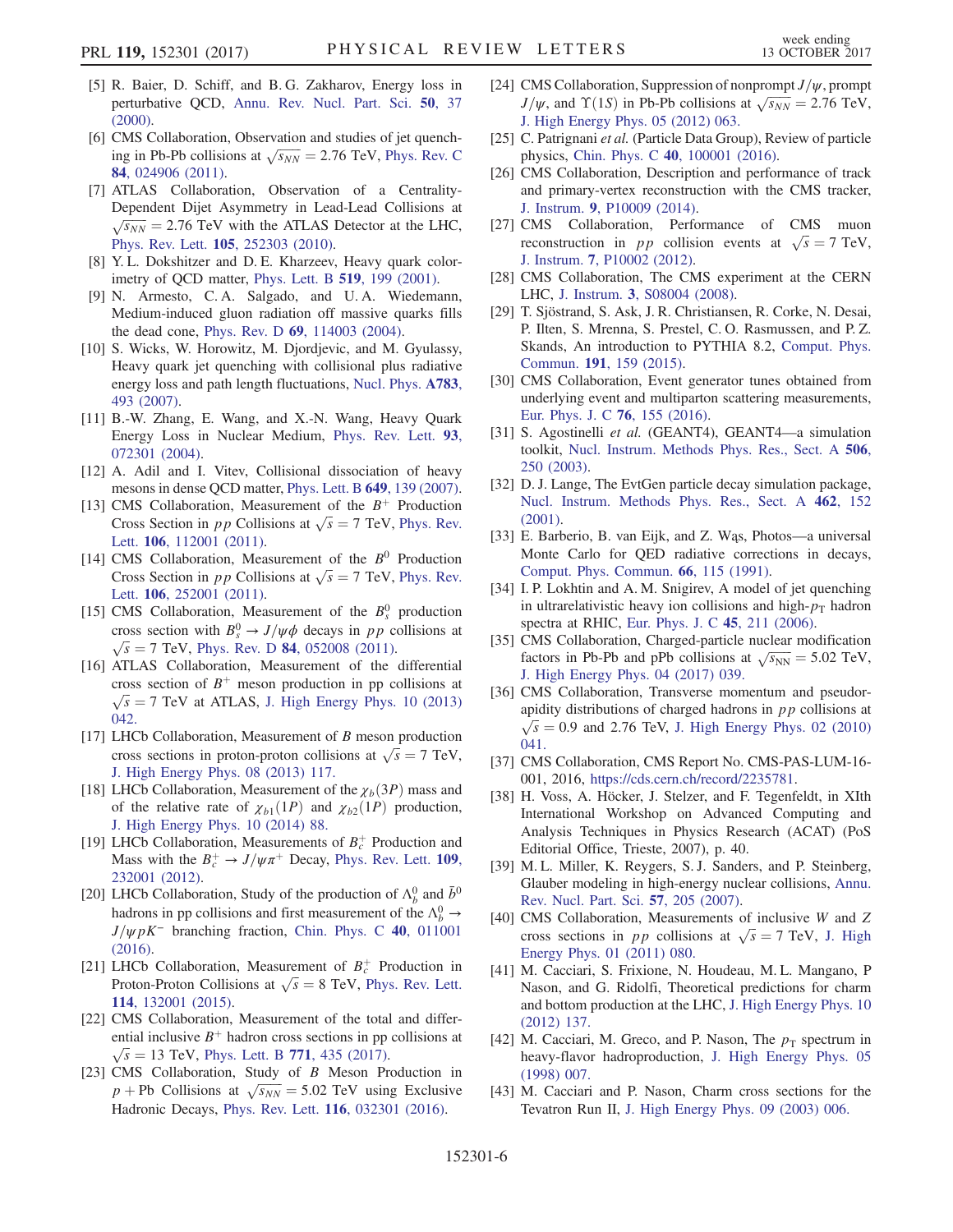[5] R. Baier, D. Schiff, and B. G. Zakharov, Energy loss in perturbative QCD, Annu. Rev. Nucl. Part. Sci. **50**, 37 (2000).

[6] CMS Collaboration, Observation and studies of jet quenching in Pb-Pb collisions at $\sqrt{s_{NN}} = 2.76$ TeV, Phys. Rev. C **84**, 024906 (2011).

[7] ATLAS Collaboration, Observation of a Centrality-Dependent Dijet Asymmetry in Lead-Lead Collisions at $\sqrt{s_{NN}} = 2.76$ TeV with the ATLAS Detector at the LHC, Phys. Rev. Lett. **105**, 252303 (2010).

[8] Y. L. Dokshitzer and D. E. Kharzeev, Heavy quark colorimetry of QCD matter, Phys. Lett. B **519**, 199 (2001).

[9] N. Armesto, C. A. Salgado, and U. A. Wiedemann, Medium-induced gluon radiation off massive quarks fills the dead cone, Phys. Rev. D **69**, 114003 (2004).

[10] S. Wicks, W. Horowitz, M. Djordjevic, and M. Gyulassy, Heavy quark jet quenching with collisional plus radiative energy loss and path length fluctuations, Nucl. Phys. **A783**, 493 (2007).

[11] B.-W. Zhang, E. Wang, and X.-N. Wang, Heavy Quark Energy Loss in Nuclear Medium, Phys. Rev. Lett. **93**, 072301 (2004).

[12] A. Adil and I. Vitev, Collisional dissociation of heavy mesons in dense QCD matter, Phys. Lett. B **649**, 139 (2007).

[13] CMS Collaboration, Measurement of the $B^+$ Production Cross Section in $pp$ Collisions at $\sqrt{s} = 7$ TeV, Phys. Rev. Lett. **106**, 112001 (2011).

[14] CMS Collaboration, Measurement of the $B^0$ Production Cross Section in $pp$ Collisions at $\sqrt{s} = 7$ TeV, Phys. Rev. Lett. **106**, 252001 (2011).

[15] CMS Collaboration, Measurement of the $B_s^0$ production cross section with $B_s^0 \to J/\psi\phi$ decays in $pp$ collisions at $\sqrt{s} = 7$ TeV, Phys. Rev. D **84**, 052008 (2011).

[16] ATLAS Collaboration, Measurement of the differential cross section of $B^+$ meson production in pp collisions at $\sqrt{s} = 7$ TeV at ATLAS, J. High Energy Phys. 10 (2013) 042.

[17] LHCb Collaboration, Measurement of B meson production cross sections in proton-proton collisions at $\sqrt{s} = 7$ TeV, J. High Energy Phys. 08 (2013) 117.

[18] LHCb Collaboration, Measurement of the $\chi_b(3P)$ mass and of the relative rate of $\chi_{b1}(1P)$ and $\chi_{b2}(1P)$ production, J. High Energy Phys. 10 (2014) 88.

[19] LHCb Collaboration, Measurements of $B_c^+$ Production and Mass with the $B_c^+ \to J/\psi\pi^+$ Decay, Phys. Rev. Lett. **109**, 232001 (2012).

[20] LHCb Collaboration, Study of the production of $\Lambda_b^0$ and $\bar{b}^0$ hadrons in pp collisions and first measurement of the $\Lambda_b^0 \to J/\psi p K^-$ branching fraction, Chin. Phys. C **40**, 011001 (2016).

[21] LHCb Collaboration, Measurement of $B_c^+$ Production in Proton-Proton Collisions at $\sqrt{s} = 8$ TeV, Phys. Rev. Lett. **114**, 132001 (2015).

[22] CMS Collaboration, Measurement of the total and differential inclusive $B^+$ hadron cross sections in pp collisions at $\sqrt{s} = 13$ TeV, Phys. Lett. B **771**, 435 (2017).

[23] CMS Collaboration, Study of B Meson Production in $p+$Pb Collisions at $\sqrt{s_{NN}} = 5.02$ TeV using Exclusive Hadronic Decays, Phys. Rev. Lett. **116**, 032301 (2016).

[24] CMS Collaboration, Suppression of nonprompt $J/\psi$, prompt $J/\psi$, and $\Upsilon(1S)$ in Pb-Pb collisions at $\sqrt{s_{NN}} = 2.76$ TeV, J. High Energy Phys. 05 (2012) 063.

[25] C. Patrignani *et al.* (Particle Data Group), Review of particle physics, Chin. Phys. C **40**, 100001 (2016).

[26] CMS Collaboration, Description and performance of track and primary-vertex reconstruction with the CMS tracker, J. Instrum. **9**, P10009 (2014).

[27] CMS Collaboration, Performance of CMS muon reconstruction in $pp$ collision events at $\sqrt{s} = 7$ TeV, J. Instrum. **7**, P10002 (2012).

[28] CMS Collaboration, The CMS experiment at the CERN LHC, J. Instrum. **3**, S08004 (2008).

[29] T. Sjöstrand, S. Ask, J. R. Christiansen, R. Corke, N. Desai, P. Ilten, S. Mrenna, S. Prestel, C. O. Rasmussen, and P. Z. Skands, An introduction to PYTHIA 8.2, Comput. Phys. Commun. **191**, 159 (2015).

[30] CMS Collaboration, Event generator tunes obtained from underlying event and multiparton scattering measurements, Eur. Phys. J. C **76**, 155 (2016).

[31] S. Agostinelli *et al.* (GEANT4), GEANT4—a simulation toolkit, Nucl. Instrum. Methods Phys. Res., Sect. A **506**, 250 (2003).

[32] D. J. Lange, The EvtGen particle decay simulation package, Nucl. Instrum. Methods Phys. Res., Sect. A **462**, 152 (2001).

[33] E. Barberio, B. van Eijk, and Z. Wąs, Photos—a universal Monte Carlo for QED radiative corrections in decays, Comput. Phys. Commun. **66**, 115 (1991).

[34] I. P. Lokhtin and A. M. Snigirev, A model of jet quenching in ultrarelativistic heavy ion collisions and high-$p_T$ hadron spectra at RHIC, Eur. Phys. J. C **45**, 211 (2006).

[35] CMS Collaboration, Charged-particle nuclear modification factors in Pb-Pb and pPb collisions at $\sqrt{s_{NN}} = 5.02$ TeV, J. High Energy Phys. 04 (2017) 039.

[36] CMS Collaboration, Transverse momentum and pseudorapidity distributions of charged hadrons in $pp$ collisions at $\sqrt{s} = 0.9$ and 2.76 TeV, J. High Energy Phys. 02 (2010) 041.

[37] CMS Collaboration, CMS Report No. CMS-PAS-LUM-16-001, 2016, https://cds.cern.ch/record/2235781.

[38] H. Voss, A. Höcker, J. Stelzer, and F. Tegenfeldt, in XIth International Workshop on Advanced Computing and Analysis Techniques in Physics Research (ACAT) (PoS Editorial Office, Trieste, 2007), p. 40.

[39] M. L. Miller, K. Reygers, S. J. Sanders, and P. Steinberg, Glauber modeling in high-energy nuclear collisions, Annu. Rev. Nucl. Part. Sci. **57**, 205 (2007).

[40] CMS Collaboration, Measurements of inclusive W and Z cross sections in $pp$ collisions at $\sqrt{s} = 7$ TeV, J. High Energy Phys. 01 (2011) 080.

[41] M. Cacciari, S. Frixione, N. Houdeau, M. L. Mangano, P Nason, and G. Ridolfi, Theoretical predictions for charm and bottom production at the LHC, J. High Energy Phys. 10 (2012) 137.

[42] M. Cacciari, M. Greco, and P. Nason, The $p_T$ spectrum in heavy-flavor hadroproduction, J. High Energy Phys. 05 (1998) 007.

[43] M. Cacciari and P. Nason, Charm cross sections for the Tevatron Run II, J. High Energy Phys. 09 (2003) 006.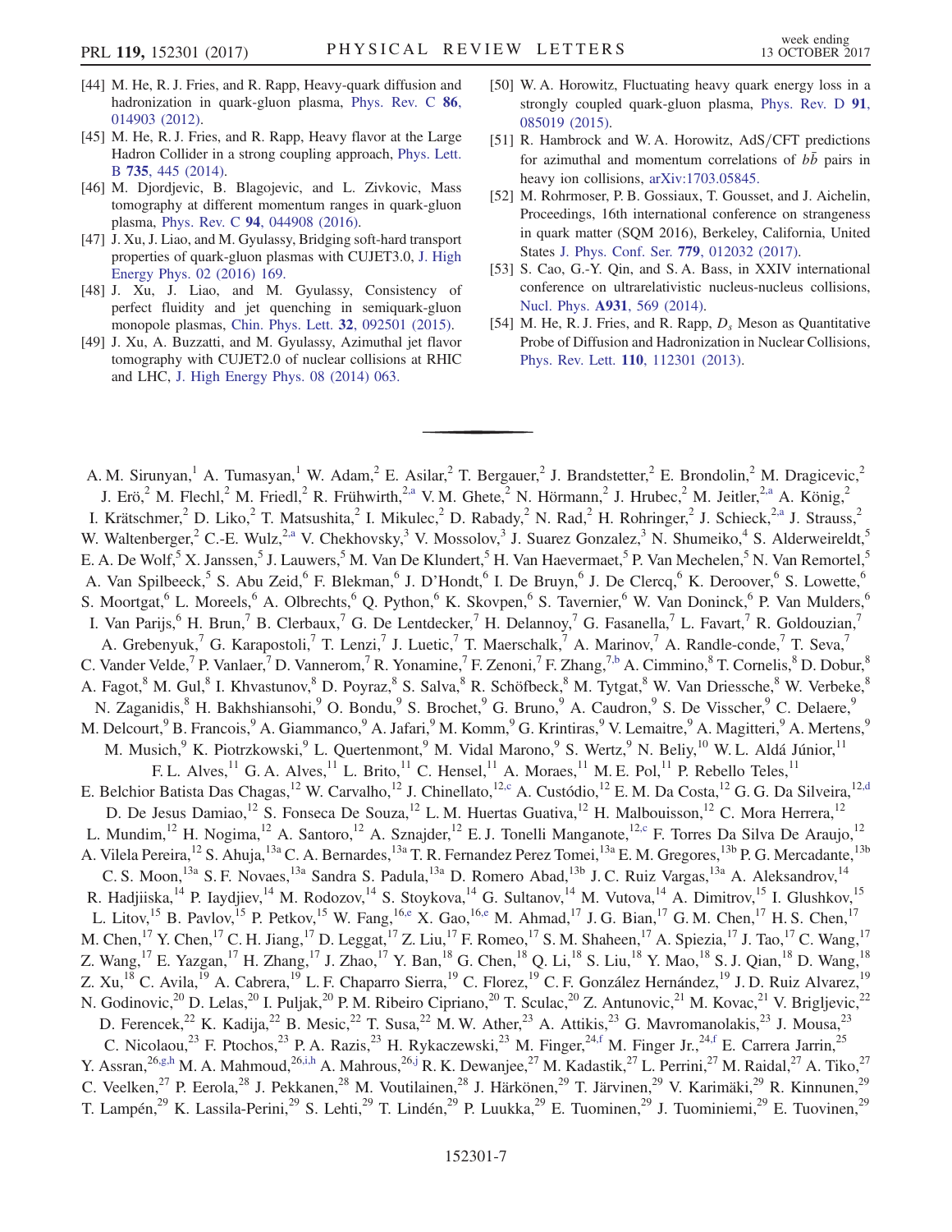[44] M. He, R. J. Fries, and R. Rapp, Heavy-quark diffusion and hadronization in quark-gluon plasma, Phys. Rev. C **86**, 014903 (2012).

[45] M. He, R. J. Fries, and R. Rapp, Heavy flavor at the Large Hadron Collider in a strong coupling approach, Phys. Lett. B **735**, 445 (2014).

[46] M. Djordjevic, B. Blagojevic, and L. Zivkovic, Mass tomography at different momentum ranges in quark-gluon plasma, Phys. Rev. C **94**, 044908 (2016).

[47] J. Xu, J. Liao, and M. Gyulassy, Bridging soft-hard transport properties of quark-gluon plasmas with CUJET3.0, J. High Energy Phys. 02 (2016) 169.

[48] J. Xu, J. Liao, and M. Gyulassy, Consistency of perfect fluidity and jet quenching in semiquark-gluon monopole plasmas, Chin. Phys. Lett. **32**, 092501 (2015).

[49] J. Xu, A. Buzzatti, and M. Gyulassy, Azimuthal jet flavor tomography with CUJET2.0 of nuclear collisions at RHIC and LHC, J. High Energy Phys. 08 (2014) 063.

[50] W. A. Horowitz, Fluctuating heavy quark energy loss in a strongly coupled quark-gluon plasma, Phys. Rev. D **91**, 085019 (2015).

[51] R. Hambrock and W. A. Horowitz, AdS/CFT predictions for azimuthal and momentum correlations of $b\bar{b}$ pairs in heavy ion collisions, arXiv:1703.05845.

[52] M. Rohrmoser, P. B. Gossiaux, T. Gousset, and J. Aichelin, Proceedings, 16th international conference on strangeness in quark matter (SQM 2016), Berkeley, California, United States J. Phys. Conf. Ser. **779**, 012032 (2017).

[53] S. Cao, G.-Y. Qin, and S. A. Bass, in XXIV international conference on ultrarelativistic nucleus-nucleus collisions, Nucl. Phys. **A931**, 569 (2014).

[54] M. He, R. J. Fries, and R. Rapp, $D_s$ Meson as Quantitative Probe of Diffusion and Hadronization in Nuclear Collisions, Phys. Rev. Lett. **110**, 112301 (2013).

---

A. M. Sirunyan,[1] A. Tumasyan,[1] W. Adam,[2] E. Asilar,[2] T. Bergauer,[2] J. Brandstetter,[2] E. Brondolin,[2] M. Dragicevic,[2] J. Erö,[2] M. Flechl,[2] M. Friedl,[2] R. Frühwirth,[2,a] V. M. Ghete,[2] N. Hörmann,[2] J. Hrubec,[2] M. Jeitler,[2,a] A. König,[2] I. Krätschmer,[2] D. Liko,[2] T. Matsushita,[2] I. Mikulec,[2] D. Rabady,[2] N. Rad,[2] H. Rohringer,[2] J. Schieck,[2,a] J. Strauss,[2] W. Waltenberger,[2] C.-E. Wulz,[2,a] V. Chekhovsky,[3] V. Mossolov,[3] J. Suarez Gonzalez,[3] N. Shumeiko,[4] S. Alderweireldt,[5] E. A. De Wolf,[5] X. Janssen,[5] J. Lauwers,[5] M. Van De Klundert,[5] H. Van Haevermaet,[5] P. Van Mechelen,[5] N. Van Remortel,[5] A. Van Spilbeeck,[5] S. Abu Zeid,[6] F. Blekman,[6] J. D'Hondt,[6] I. De Bruyn,[6] J. De Clercq,[6] K. Deroover,[6] S. Lowette,[6] S. Moortgat,[6] L. Moreels,[6] A. Olbrechts,[6] Q. Python,[6] K. Skovpen,[6] S. Tavernier,[6] W. Van Doninck,[6] P. Van Mulders,[6] I. Van Parijs,[6] H. Brun,[7] B. Clerbaux,[7] G. De Lentdecker,[7] H. Delannoy,[7] G. Fasanella,[7] L. Favart,[7] R. Goldouzian,[7] A. Grebenyuk,[7] G. Karapostoli,[7] T. Lenzi,[7] J. Luetic,[7] T. Maerschalk,[7] A. Marinov,[7] A. Randle-conde,[7] T. Seva,[7] C. Vander Velde,[7] P. Vanlaer,[7] D. Vannerom,[7] R. Yonamine,[7] F. Zenoni,[7] F. Zhang,[7,b] A. Cimmino,[8] T. Cornelis,[8] D. Dobur,[8] A. Fagot,[8] M. Gul,[8] I. Khvastunov,[8] D. Poyraz,[8] S. Salva,[8] R. Schöfbeck,[8] M. Tytgat,[8] W. Van Driessche,[8] W. Verbeke,[8] N. Zaganidis,[8] H. Bakhshiansohi,[9] O. Bondu,[9] S. Brochet,[9] G. Bruno,[9] A. Caudron,[9] S. De Visscher,[9] C. Delaere,[9] M. Delcourt,[9] B. Francois,[9] A. Giammanco,[9] A. Jafari,[9] M. Komm,[9] G. Krintiras,[9] V. Lemaitre,[9] A. Magitteri,[9] A. Mertens,[9] M. Musich,[9] K. Piotrzkowski,[9] L. Quertenmont,[9] M. Vidal Marono,[9] S. Wertz,[9] N. Beliy,[10] W. L. Aldá Júnior,[11] F. L. Alves,[11] G. A. Alves,[11] L. Brito,[11] C. Hensel,[11] A. Moraes,[11] M. E. Pol,[11] P. Rebello Teles,[11] E. Belchior Batista Das Chagas,[12] W. Carvalho,[12] J. Chinellato,[12,c] A. Custódio,[12] E. M. Da Costa,[12] G. G. Da Silveira,[12,d] D. De Jesus Damiao,[12] S. Fonseca De Souza,[12] L. M. Huertas Guativa,[12] H. Malbouisson,[12] C. Mora Herrera,[12] L. Mundim,[12] H. Nogima,[12] A. Santoro,[12] A. Sznajder,[12] E. J. Tonelli Manganote,[12,c] F. Torres Da Silva De Araujo,[12] A. Vilela Pereira,[12] S. Ahuja,[13a] C. A. Bernardes,[13a] T. R. Fernandez Perez Tomei,[13a] E. M. Gregores,[13b] P. G. Mercadante,[13b] C. S. Moon,[13a] S. F. Novaes,[13a] Sandra S. Padula,[13a] D. Romero Abad,[13b] J. C. Ruiz Vargas,[13a] A. Aleksandrov,[14] R. Hadjiiska,[14] P. Iaydjiev,[14] M. Rodozov,[14] S. Stoykova,[14] G. Sultanov,[14] M. Vutova,[14] A. Dimitrov,[15] I. Glushkov,[15] L. Litov,[15] B. Pavlov,[15] P. Petkov,[15] W. Fang,[16,e] X. Gao,[16,e] M. Ahmad,[17] J. G. Bian,[17] G. M. Chen,[17] H. S. Chen,[17] M. Chen,[17] Y. Chen,[17] C. H. Jiang,[17] D. Leggat,[17] Z. Liu,[17] F. Romeo,[17] S. M. Shaheen,[17] A. Spiezia,[17] J. Tao,[17] C. Wang,[17] Z. Wang,[17] E. Yazgan,[17] H. Zhang,[17] J. Zhao,[17] Y. Ban,[18] G. Chen,[18] Q. Li,[18] S. Liu,[18] Y. Mao,[18] S. J. Qian,[18] D. Wang,[18] Z. Xu,[18] C. Avila,[19] A. Cabrera,[19] L. F. Chaparro Sierra,[19] C. Florez,[19] C. F. González Hernández,[19] J. D. Ruiz Alvarez,[19] N. Godinovic,[20] D. Lelas,[20] I. Puljak,[20] P. M. Ribeiro Cipriano,[20] T. Sculac,[20] Z. Antunovic,[21] M. Kovac,[21] V. Brigljevic,[22] D. Ferencek,[22] K. Kadija,[22] B. Mesic,[22] T. Susa,[22] M. W. Ather,[23] A. Attikis,[23] G. Mavromanolakis,[23] J. Mousa,[23] C. Nicolaou,[23] F. Ptochos,[23] P. A. Razis,[23] H. Rykaczewski,[23] M. Finger,[24,f] M. Finger Jr.,[24,f] E. Carrera Jarrin,[25] Y. Assran,[26,g,h] M. A. Mahmoud,[26,i,h] A. Mahrous,[26,j] R. K. Dewanjee,[27] M. Kadastik,[27] L. Perrini,[27] M. Raidal,[27] A. Tiko,[27] C. Veelken,[27] P. Eerola,[28] J. Pekkanen,[28] M. Voutilainen,[28] J. Härkönen,[29] T. Järvinen,[29] V. Karimäki,[29] R. Kinnunen,[29] T. Lampén,[29] K. Lassila-Perini,[29] S. Lehti,[29] T. Lindén,[29] P. Luukka,[29] E. Tuominen,[29] J. Tuominiemi,[29] E. Tuovinen,[29]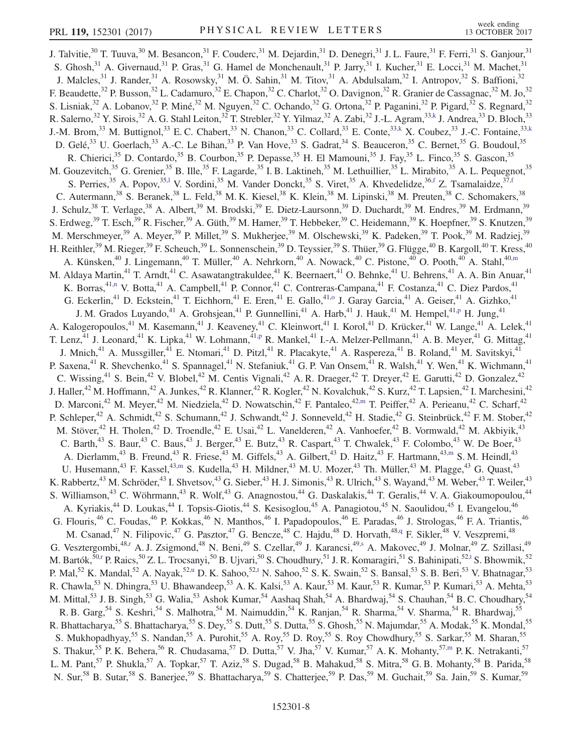J. Talvitie,[30] T. Tuuva,[30] M. Besancon,[31] F. Couderc,[31] M. Dejardin,[31] D. Denegri,[31] J. L. Faure,[31] F. Ferri,[31] S. Ganjour,[31] S. Ghosh,[31] A. Givernaud,[31] P. Gras,[31] G. Hamel de Monchenault,[31] P. Jarry,[31] I. Kucher,[31] E. Locci,[31] M. Machet,[31] J. Malcles,[31] J. Rander,[31] A. Rosowsky,[31] M. Ö. Sahin,[31] M. Titov,[31] A. Abdulsalam,[32] I. Antropov,[32] S. Baffioni,[32] F. Beaudette,[32] P. Busson,[32] L. Cadamuro,[32] E. Chapon,[32] C. Charlot,[32] O. Davignon,[32] R. Granier de Cassagnac,[32] M. Jo,[32] S. Lisniak,[32] A. Lobanov,[32] P. Miné,[32] M. Nguyen,[32] C. Ochando,[32] G. Ortona,[32] P. Paganini,[32] P. Pigard,[32] S. Regnard,[32] R. Salerno,[32] Y. Sirois,[32] A. G. Stahl Leiton,[32] T. Strebler,[32] Y. Yilmaz,[32] A. Zabi,[32] J.-L. Agram,[33,k] J. Andrea,[33] D. Bloch,[33] J.-M. Brom,[33] M. Buttignol,[33] E. C. Chabert,[33] N. Chanon,[33] C. Collard,[33] E. Conte,[33,k] X. Coubez,[33] J.-C. Fontaine,[33,k] D. Gelé,[33] U. Goerlach,[33] A.-C. Le Bihan,[33] P. Van Hove,[33] S. Gadrat,[34] S. Beauceron,[35] C. Bernet,[35] G. Boudoul,[35] R. Chierici,[35] D. Contardo,[35] B. Courbon,[35] P. Depasse,[35] H. El Mamouni,[35] J. Fay,[35] L. Finco,[35] S. Gascon,[35] M. Gouzevitch,[35] G. Grenier,[35] B. Ille,[35] F. Lagarde,[35] I. B. Laktineh,[35] M. Lethuillier,[35] L. Mirabito,[35] A. L. Pequegnot,[35] S. Perries,[35] A. Popov,[35,l] V. Sordini,[35] M. Vander Donckt,[35] S. Viret,[35] A. Khvedelidze,[36,f] Z. Tsamalaidze,[37,f] C. Autermann,[38] S. Beranek,[38] L. Feld,[38] M. K. Kiesel,[38] K. Klein,[38] M. Lipinski,[38] M. Preuten,[38] C. Schomakers,[38] J. Schulz,[38] T. Verlage,[38] A. Albert,[39] M. Brodski,[39] E. Dietz-Laursonn,[39] D. Duchardt,[39] M. Endres,[39] M. Erdmann,[39] S. Erdweg,[39] T. Esch,[39] R. Fischer,[39] A. Güth,[39] M. Hamer,[39] T. Hebbeker,[39] C. Heidemann,[39] K. Hoepfner,[39] S. Knutzen,[39] M. Merschmeyer,[39] A. Meyer,[39] P. Millet,[39] S. Mukherjee,[39] M. Olschewski,[39] K. Padeken,[39] T. Pook,[39] M. Radziej,[39] H. Reithler,[39] M. Rieger,[39] F. Scheuch,[39] L. Sonnenschein,[39] D. Teyssier,[39] S. Thüer,[39] G. Flügge,[40] B. Kargoll,[40] T. Kress,[40] A. Künsken,[40] J. Lingemann,[40] T. Müller,[40] A. Nehrkorn,[40] A. Nowack,[40] C. Pistone,[40] O. Pooth,[40] A. Stahl,[40,m] M. Aldaya Martin,[41] T. Arndt,[41] C. Asawatangtrakuldee,[41] K. Beernaert,[41] O. Behnke,[41] U. Behrens,[41] A. A. Bin Anuar,[41] K. Borras,[41,n] V. Botta,[41] A. Campbell,[41] P. Connor,[41] C. Contreras-Campana,[41] F. Costanza,[41] C. Diez Pardos,[41] G. Eckerlin,[41] D. Eckstein,[41] T. Eichhorn,[41] E. Eren,[41] E. Gallo,[41,o] J. Garay Garcia,[41] A. Geiser,[41] A. Gizhko,[41] J. M. Grados Luyando,[41] A. Grohsjean,[41] P. Gunnellini,[41] A. Harb,[41] J. Hauk,[41] M. Hempel,[41,p] H. Jung,[41] A. Kalogeropoulos,[41] M. Kasemann,[41] J. Keaveney,[41] C. Kleinwort,[41] I. Korol,[41] D. Krücker,[41] W. Lange,[41] A. Lelek,[41] T. Lenz,[41] J. Leonard,[41] K. Lipka,[41] W. Lohmann,[41,p] R. Mankel,[41] I.-A. Melzer-Pellmann,[41] A. B. Meyer,[41] G. Mittag,[41] J. Mnich,[41] A. Mussgiller,[41] E. Ntomari,[41] D. Pitzl,[41] R. Placakyte,[41] A. Raspereza,[41] B. Roland,[41] M. Savitskyi,[41] P. Saxena,[41] R. Shevchenko,[41] S. Spannagel,[41] N. Stefaniuk,[41] G. P. Van Onsem,[41] R. Walsh,[41] Y. Wen,[41] K. Wichmann,[41] C. Wissing,[41] S. Bein,[42] V. Blobel,[42] M. Centis Vignali,[42] A. R. Draeger,[42] T. Dreyer,[42] E. Garutti,[42] D. Gonzalez,[42] J. Haller,[42] M. Hoffmann,[42] A. Junkes,[42] R. Klanner,[42] R. Kogler,[42] N. Kovalchuk,[42] S. Kurz,[42] T. Lapsien,[42] I. Marchesini,[42] D. Marconi,[42] M. Meyer,[42] M. Niedziela,[42] D. Nowatschin,[42] F. Pantaleo,[42,m] T. Peiffer,[42] A. Perieanu,[42] C. Scharf,[42] P. Schleper,[42] A. Schmidt,[42] S. Schumann,[42] J. Schwandt,[42] J. Sonneveld,[42] H. Stadie,[42] G. Steinbrück,[42] F. M. Stober,[42] M. Stöver,[42] H. Tholen,[42] D. Troendle,[42] E. Usai,[42] L. Vanelderen,[42] A. Vanhoefer,[42] B. Vormwald,[42] M. Akbiyik,[43] C. Barth,[43] S. Baur,[43] C. Baus,[43] J. Berger,[43] E. Butz,[43] R. Caspart,[43] T. Chwalek,[43] F. Colombo,[43] W. De Boer,[43] A. Dierlamm,[43] B. Freund,[43] R. Friese,[43] M. Giffels,[43] A. Gilbert,[43] D. Haitz,[43] F. Hartmann,[43,m] S. M. Heindl,[43] U. Husemann,[43] F. Kassel,[43,m] S. Kudella,[43] H. Mildner,[43] M. U. Mozer,[43] Th. Müller,[43] M. Plagge,[43] G. Quast,[43] K. Rabbertz,[43] M. Schröder,[43] I. Shvetsov,[43] G. Sieber,[43] H. J. Simonis,[43] R. Ulrich,[43] S. Wayand,[43] M. Weber,[43] T. Weiler,[43] S. Williamson,[43] C. Wöhrmann,[43] R. Wolf,[43] G. Anagnostou,[44] G. Daskalakis,[44] T. Geralis,[44] V. A. Giakoumopoulou,[44] A. Kyriakis,[44] D. Loukas,[44] I. Topsis-Giotis,[44] S. Kesisoglou,[45] A. Panagiotou,[45] N. Saoulidou,[45] I. Evangelou,[46] G. Flouris,[46] C. Foudas,[46] P. Kokkas,[46] N. Manthos,[46] I. Papadopoulos,[46] E. Paradas,[46] J. Strologas,[46] F. A. Triantis,[46] M. Csanad,[47] N. Filipovic,[47] G. Pasztor,[47] G. Bencze,[48] C. Hajdu,[48] D. Horvath,[48,q] F. Sikler,[48] V. Veszpremi,[48] G. Vesztergombi,[48,r] A. J. Zsigmond,[48] N. Beni,[49] S. Czellar,[49] J. Karancsi,[49,s] A. Makovec,[49] J. Molnar,[49] Z. Szillasi,[49] M. Bartók,[50,r] P. Raics,[50] Z. L. Trocsanyi,[50] B. Ujvari,[50] S. Choudhury,[51] J. R. Komaragiri,[51] S. Bahinipati,[52,t] S. Bhowmik,[52] P. Mal,[52] K. Mandal,[52] A. Nayak,[52,u] D. K. Sahoo,[52,t] N. Sahoo,[52] S. K. Swain,[52] S. Bansal,[53] S. B. Beri,[53] V. Bhatnagar,[53] R. Chawla,[53] N. Dhingra,[53] U. Bhawandeep,[53] A. K. Kalsi,[53] A. Kaur,[53] M. Kaur,[53] R. Kumar,[53] P. Kumari,[53] A. Mehta,[53] M. Mittal,[53] J. B. Singh,[53] G. Walia,[53] Ashok Kumar,[54] Aashaq Shah,[54] A. Bhardwaj,[54] S. Chauhan,[54] B. C. Choudhary,[54] R. B. Garg,[54] S. Keshri,[54] S. Malhotra,[54] M. Naimuddin,[54] K. Ranjan,[54] R. Sharma,[54] V. Sharma,[54] R. Bhardwaj,[55] R. Bhattacharya,[55] S. Bhattacharya,[55] S. Dey,[55] S. Dutt,[55] S. Dutta,[55] S. Ghosh,[55] N. Majumdar,[55] A. Modak,[55] K. Mondal,[55] S. Mukhopadhyay,[55] S. Nandan,[55] A. Purohit,[55] A. Roy,[55] D. Roy,[55] S. Roy Chowdhury,[55] S. Sarkar,[55] M. Sharan,[55] S. Thakur,[55] P. K. Behera,[56] R. Chudasama,[57] D. Dutta,[57] V. Jha,[57] V. Kumar,[57] A. K. Mohanty,[57,m] P. K. Netrakanti,[57] L. M. Pant,[57] P. Shukla,[57] A. Topkar,[57] T. Aziz,[58] S. Dugad,[58] B. Mahakud,[58] S. Mitra,[58] G. B. Mohanty,[58] B. Parida,[58] N. Sur,[58] B. Sutar,[58] S. Banerjee,[59] S. Bhattacharya,[59] S. Chatterjee,[59] P. Das,[59] M. Guchait,[59] Sa. Jain,[59] S. Kumar,[59]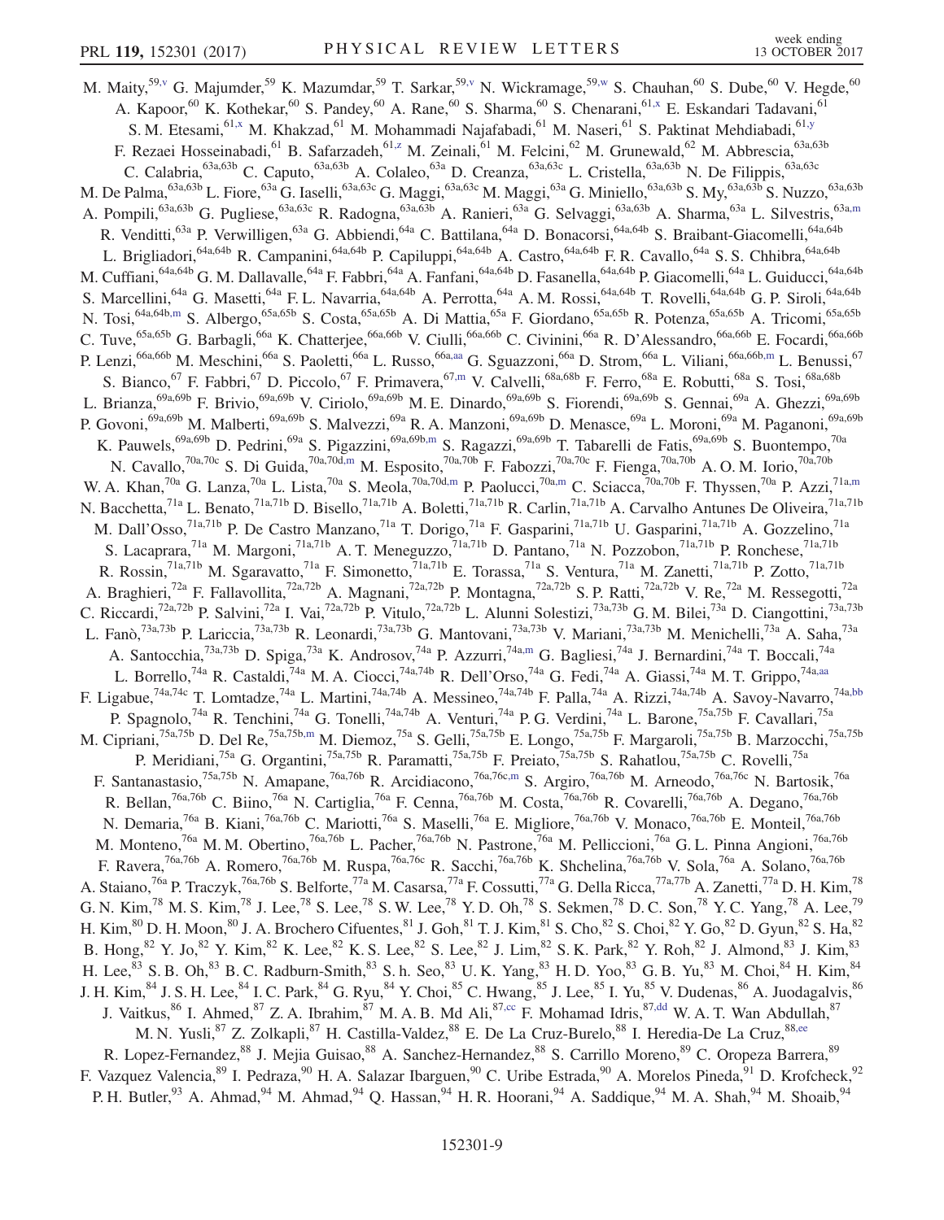M. Maity,[59,v] G. Majumder,[59] K. Mazumdar,[59] T. Sarkar,[59,v] N. Wickramage,[59,w] S. Chauhan,[60] S. Dube,[60] V. Hegde,[60] A. Kapoor,[60] K. Kothekar,[60] S. Pandey,[60] A. Rane,[60] S. Sharma,[60] S. Chenarani,[61,x] E. Eskandari Tadavani,[61] S. M. Etesami,[61,x] M. Khakzad,[61] M. Mohammadi Najafabadi,[61] M. Naseri,[61] S. Paktinat Mehdiabadi,[61,y] F. Rezaei Hosseinabadi,[61] B. Safarzadeh,[61,z] M. Zeinali,[61] M. Felcini,[62] M. Grunewald,[62] M. Abbrescia,[63a,63b] C. Calabria,[63a,63b] C. Caputo,[63a,63b] A. Colaleo,[63a] D. Creanza,[63a,63c] L. Cristella,[63a,63b] N. De Filippis,[63a,63c] M. De Palma,[63a,63b] L. Fiore,[63a] G. Iaselli,[63a,63c] G. Maggi,[63a,63c] M. Maggi,[63a] G. Miniello,[63a,63b] S. My,[63a,63b] S. Nuzzo,[63a,63b] A. Pompili,[63a,63b] G. Pugliese,[63a,63c] R. Radogna,[63a,63b] A. Ranieri,[63a] G. Selvaggi,[63a,63b] A. Sharma,[63a] L. Silvestris,[63a,m] R. Venditti,[63a] P. Verwilligen,[63a] G. Abbiendi,[64a] C. Battilana,[64a] D. Bonacorsi,[64a,64b] S. Braibant-Giacomelli,[64a,64b] L. Brigliadori,[64a,64b] R. Campanini,[64a,64b] P. Capiluppi,[64a,64b] A. Castro,[64a,64b] F. R. Cavallo,[64a] S. S. Chhibra,[64a,64b] M. Cuffiani,[64a,64b] G. M. Dallavalle,[64a] F. Fabbri,[64a] A. Fanfani,[64a,64b] D. Fasanella,[64a,64b] P. Giacomelli,[64a] L. Guiducci,[64a,64b] S. Marcellini,[64a] G. Masetti,[64a] F. L. Navarria,[64a,64b] A. Perrotta,[64a] A. M. Rossi,[64a,64b] T. Rovelli,[64a,64b] G. P. Siroli,[64a,64b] N. Tosi,[64a,64b,m] S. Albergo,[65a,65b] S. Costa,[65a,65b] A. Di Mattia,[65a] F. Giordano,[65a,65b] R. Potenza,[65a,65b] A. Tricomi,[65a,65b] C. Tuve,[65a,65b] G. Barbagli,[66a] K. Chatterjee,[66a,66b] V. Ciulli,[66a,66b] C. Civinini,[66a] R. D'Alessandro,[66a,66b] E. Focardi,[66a,66b] P. Lenzi,[66a,66b] M. Meschini,[66a] S. Paoletti,[66a] L. Russo,[66a,aa] G. Sguazzoni,[66a] D. Strom,[66a] L. Viliani,[66a,66b,m] L. Benussi,[67] S. Bianco,[67] F. Fabbri,[67] D. Piccolo,[67] F. Primavera,[67,m] V. Calvelli,[68a,68b] F. Ferro,[68a] E. Robutti,[68a] S. Tosi,[68a,68b] L. Brianza,[69a,69b] F. Brivio,[69a,69b] V. Ciriolo,[69a,69b] M. E. Dinardo,[69a,69b] S. Fiorendi,[69a,69b] S. Gennai,[69a] A. Ghezzi,[69a,69b] P. Govoni,[69a,69b] M. Malberti,[69a,69b] S. Malvezzi,[69a] R. A. Manzoni,[69a,69b] D. Menasce,[69a] L. Moroni,[69a] M. Paganoni,[69a,69b] K. Pauwels,[69a,69b] D. Pedrini,[69a] S. Pigazzini,[69a,69b,m] S. Ragazzi,[69a,69b] T. Tabarelli de Fatis,[69a,69b] S. Buontempo,[70a] N. Cavallo,[70a,70c] S. Di Guida,[70a,70d,m] M. Esposito,[70a,70b] F. Fabozzi,[70a,70c] F. Fienga,[70a,70b] A. O. M. Iorio,[70a,70b] W. A. Khan,[70a] G. Lanza,[70a] L. Lista,[70a] S. Meola,[70a,70d,m] P. Paolucci,[70a,m] C. Sciacca,[70a,70b] F. Thyssen,[70a] P. Azzi,[71a,m] N. Bacchetta,[71a] L. Benato,[71a,71b] D. Bisello,[71a,71b] A. Boletti,[71a,71b] R. Carlin,[71a,71b] A. Carvalho Antunes De Oliveira,[71a,71b] M. Dall'Osso,[71a,71b] P. De Castro Manzano,[71a] T. Dorigo,[71a] F. Gasparini,[71a,71b] U. Gasparini,[71a,71b] A. Gozzelino,[71a] S. Lacaprara,[71a] M. Margoni,[71a,71b] A. T. Meneguzzo,[71a,71b] D. Pantano,[71a] N. Pozzobon,[71a,71b] P. Ronchese,[71a,71b] R. Rossin,[71a,71b] M. Sgaravatto,[71a] F. Simonetto,[71a,71b] E. Torassa,[71a] S. Ventura,[71a] M. Zanetti,[71a,71b] P. Zotto,[71a,71b] A. Braghieri,[72a] F. Fallavollita,[72a,72b] A. Magnani,[72a,72b] P. Montagna,[72a,72b] S. P. Ratti,[72a,72b] V. Re,[72a] M. Ressegotti,[72a] C. Riccardi,[72a,72b] P. Salvini,[72a] I. Vai,[72a,72b] P. Vitulo,[72a,72b] L. Alunni Solestizi,[73a,73b] G. M. Bilei,[73a] D. Ciangottini,[73a,73b] L. Fanò,[73a,73b] P. Lariccia,[73a,73b] R. Leonardi,[73a,73b] G. Mantovani,[73a,73b] V. Mariani,[73a,73b] M. Menichelli,[73a] A. Saha,[73a] A. Santocchia,[73a,73b] D. Spiga,[73a] K. Androsov,[74a] P. Azzurri,[74a,m] G. Bagliesi,[74a] J. Bernardini,[74a] T. Boccali,[74a] L. Borrello,[74a] R. Castaldi,[74a] M. A. Ciocci,[74a,74b] R. Dell'Orso,[74a] G. Fedi,[74a] A. Giassi,[74a] M. T. Grippo,[74a,aa] F. Ligabue,[74a,74c] T. Lomtadze,[74a] L. Martini,[74a,74b] A. Messineo,[74a,74b] F. Palla,[74a] A. Rizzi,[74a,74b] A. Savoy-Navarro,[74a,bb] P. Spagnolo,[74a] R. Tenchini,[74a] G. Tonelli,[74a,74b] A. Venturi,[74a] P. G. Verdini,[74a] L. Barone,[75a,75b] F. Cavallari,[75a] M. Cipriani,[75a,75b] D. Del Re,[75a,75b,m] M. Diemoz,[75a] S. Gelli,[75a,75b] E. Longo,[75a,75b] F. Margaroli,[75a,75b] B. Marzocchi,[75a,75b] P. Meridiani,[75a] G. Organtini,[75a,75b] R. Paramatti,[75a,75b] F. Preiato,[75a,75b] S. Rahatlou,[75a,75b] C. Rovelli,[75a] F. Santanastasio,[75a,75b] N. Amapane,[76a,76b] R. Arcidiacono,[76a,76c,m] S. Argiro,[76a,76b] M. Arneodo,[76a,76c] N. Bartosik,[76a] R. Bellan,[76a,76b] C. Biino,[76a] N. Cartiglia,[76a] F. Cenna,[76a,76b] M. Costa,[76a,76b] R. Covarelli,[76a,76b] A. Degano,[76a,76b] N. Demaria,[76a] B. Kiani,[76a,76b] C. Mariotti,[76a] S. Maselli,[76a] E. Migliore,[76a,76b] V. Monaco,[76a,76b] E. Monteil,[76a,76b] M. Monteno,[76a] M. M. Obertino,[76a,76b] L. Pacher,[76a,76b] N. Pastrone,[76a] M. Pelliccioni,[76a] G. L. Pinna Angioni,[76a,76b] F. Ravera,[76a,76b] A. Romero,[76a,76b] M. Ruspa,[76a,76c] R. Sacchi,[76a,76b] K. Shchelina,[76a,76b] V. Sola,[76a] A. Solano,[76a,76b] A. Staiano,[76a] P. Traczyk,[76a,76b] S. Belforte,[77a] M. Casarsa,[77a] F. Cossutti,[77a] G. Della Ricca,[77a,77b] A. Zanetti,[77a] D. H. Kim,[78] G. N. Kim,[78] M. S. Kim,[78] J. Lee,[78] S. Lee,[78] S. W. Lee,[78] Y. D. Oh,[78] S. Sekmen,[78] D. C. Son,[78] Y. C. Yang,[78] A. Lee,[79] H. Kim,[80] D. H. Moon,[80] J. A. Brochero Cifuentes,[81] J. Goh,[81] T. J. Kim,[81] S. Cho,[82] S. Choi,[82] Y. Go,[82] D. Gyun,[82] S. Ha,[82] B. Hong,[82] Y. Jo,[82] Y. Kim,[82] K. Lee,[82] K. S. Lee,[82] S. Lee,[82] J. Lim,[82] S. K. Park,[82] Y. Roh,[82] J. Almond,[83] J. Kim,[83] H. Lee,[83] S. B. Oh,[83] B. C. Radburn-Smith,[83] S. h. Seo,[83] U. K. Yang,[83] H. D. Yoo,[83] G. B. Yu,[83] M. Choi,[84] H. Kim,[84] J. H. Kim,[84] J. S. H. Lee,[84] I. C. Park,[84] G. Ryu,[84] Y. Choi,[85] C. Hwang,[85] J. Lee,[85] I. Yu,[85] V. Dudenas,[86] A. Juodagalvis,[86] J. Vaitkus,[86] I. Ahmed,[87] Z. A. Ibrahim,[87] M. A. B. Md Ali,[87,cc] F. Mohamad Idris,[87,dd] W. A. T. Wan Abdullah,[87] M. N. Yusli,[87] Z. Zolkapli,[87] H. Castilla-Valdez,[88] E. De La Cruz-Burelo,[88] I. Heredia-De La Cruz,[88,ee] R. Lopez-Fernandez,[88] J. Mejia Guisao,[88] A. Sanchez-Hernandez,[88] S. Carrillo Moreno,[89] C. Oropeza Barrera,[89] F. Vazquez Valencia,[89] I. Pedraza,[90] H. A. Salazar Ibarguen,[90] C. Uribe Estrada,[90] A. Morelos Pineda,[91] D. Krofcheck,[92] P. H. Butler,[93] A. Ahmad,[94] M. Ahmad,[94] Q. Hassan,[94] H. R. Hoorani,[94] A. Saddique,[94] M. A. Shah,[94] M. Shoaib,[94]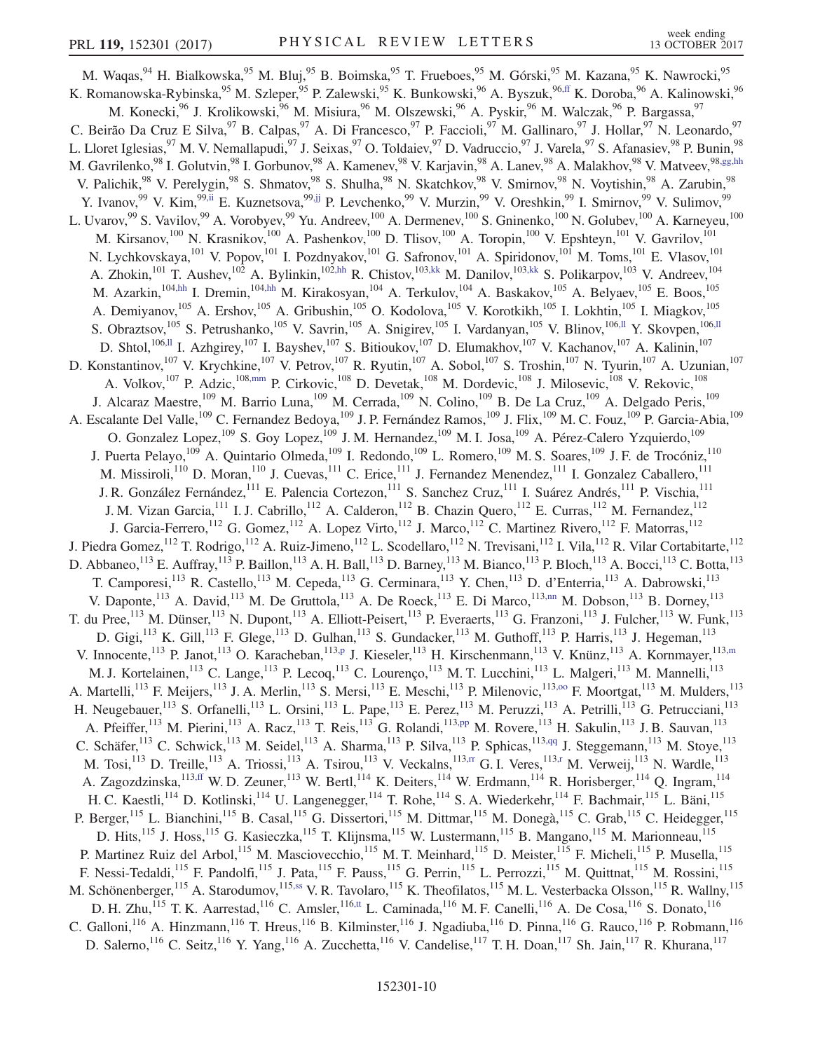M. Waqas,[94] H. Bialkowska,[95] M. Bluj,[95] B. Boimska,[95] T. Frueboes,[95] M. Górski,[95] M. Kazana,[95] K. Nawrocki,[95] K. Romanowska-Rybinska,[95] M. Szleper,[95] P. Zalewski,[95] K. Bunkowski,[96] A. Byszuk,[96,ff] K. Doroba,[96] A. Kalinowski,[96] M. Konecki,[96] J. Krolikowski,[96] M. Misiura,[96] M. Olszewski,[96] A. Pyskir,[96] M. Walczak,[96] P. Bargassa,[97] C. Beirão Da Cruz E Silva,[97] B. Calpas,[97] A. Di Francesco,[97] P. Faccioli,[97] M. Gallinaro,[97] J. Hollar,[97] N. Leonardo,[97] L. Lloret Iglesias,[97] M. V. Nemallapudi,[97] J. Seixas,[97] O. Toldaiev,[97] D. Vadruccio,[97] J. Varela,[97] S. Afanasiev,[98] P. Bunin,[98] M. Gavrilenko,[98] I. Golutvin,[98] I. Gorbunov,[98] A. Kamenev,[98] V. Karjavin,[98] A. Lanev,[98] A. Malakhov,[98] V. Matveev,[98,gg,hh] V. Palichik,[98] V. Perelygin,[98] S. Shmatov,[98] S. Shulha,[98] N. Skatchkov,[98] V. Smirnov,[98] N. Voytishin,[98] A. Zarubin,[98] Y. Ivanov,[99] V. Kim,[99,ii] E. Kuznetsova,[99,jj] P. Levchenko,[99] V. Murzin,[99] V. Oreshkin,[99] I. Smirnov,[99] V. Sulimov,[99] L. Uvarov,[99] S. Vavilov,[99] A. Vorobyev,[99] Yu. Andreev,[100] A. Dermenev,[100] S. Gninenko,[100] N. Golubev,[100] A. Karneyeu,[100] M. Kirsanov,[100] N. Krasnikov,[100] A. Pashenkov,[100] D. Tlisov,[100] A. Toropin,[100] V. Epshteyn,[101] V. Gavrilov,[101] N. Lychkovskaya,[101] V. Popov,[101] I. Pozdnyakov,[101] G. Safronov,[101] A. Spiridonov,[101] M. Toms,[101] E. Vlasov,[101] A. Zhokin,[101] T. Aushev,[102] A. Bylinkin,[102,hh] R. Chistov,[103,kk] M. Danilov,[103,kk] S. Polikarpov,[103] V. Andreev,[104] M. Azarkin,[104,hh] I. Dremin,[104,hh] M. Kirakosyan,[104] A. Terkulov,[104] A. Baskakov,[105] A. Belyaev,[105] E. Boos,[105] A. Demiyanov,[105] A. Ershov,[105] A. Gribushin,[105] O. Kodolova,[105] V. Korotkikh,[105] I. Lokhtin,[105] I. Miagkov,[105] S. Obraztsov,[105] S. Petrushanko,[105] V. Savrin,[105] A. Snigirev,[105] I. Vardanyan,[105] V. Blinov,[106,ll] Y. Skovpen,[106,ll] D. Shtol,[106,ll] I. Azhgirey,[107] I. Bayshev,[107] S. Bitioukov,[107] D. Elumakhov,[107] V. Kachanov,[107] A. Kalinin,[107] D. Konstantinov,[107] V. Krychkine,[107] V. Petrov,[107] R. Ryutin,[107] A. Sobol,[107] S. Troshin,[107] N. Tyurin,[107] A. Uzunian,[107] A. Volkov,[107] P. Adzic,[108,mm] P. Cirkovic,[108] D. Devetak,[108] M. Dordevic,[108] J. Milosevic,[108] V. Rekovic,[108] J. Alcaraz Maestre,[109] M. Barrio Luna,[109] M. Cerrada,[109] N. Colino,[109] B. De La Cruz,[109] A. Delgado Peris,[109] A. Escalante Del Valle,[109] C. Fernandez Bedoya,[109] J. P. Fernández Ramos,[109] J. Flix,[109] M. C. Fouz,[109] P. Garcia-Abia,[109] O. Gonzalez Lopez,[109] S. Goy Lopez,[109] J. M. Hernandez,[109] M. I. Josa,[109] A. Pérez-Calero Yzquierdo,[109] J. Puerta Pelayo,[109] A. Quintario Olmeda,[109] I. Redondo,[109] L. Romero,[109] M. S. Soares,[109] J. F. de Trocóniz,[110] M. Missiroli,[110] D. Moran,[110] J. Cuevas,[111] C. Erice,[111] J. Fernandez Menendez,[111] I. Gonzalez Caballero,[111] J. R. González Fernández,[111] E. Palencia Cortezon,[111] S. Sanchez Cruz,[111] I. Suárez Andrés,[111] P. Vischia,[111] J. M. Vizan Garcia,[111] I. J. Cabrillo,[112] A. Calderon,[112] B. Chazin Quero,[112] E. Curras,[112] M. Fernandez,[112] J. Garcia-Ferrero,[112] G. Gomez,[112] A. Lopez Virto,[112] J. Marco,[112] C. Martinez Rivero,[112] F. Matorras,[112] J. Piedra Gomez,[112] T. Rodrigo,[112] A. Ruiz-Jimeno,[112] L. Scodellaro,[112] N. Trevisani,[112] I. Vila,[112] R. Vilar Cortabitarte,[112] D. Abbaneo,[113] E. Auffray,[113] P. Baillon,[113] A. H. Ball,[113] D. Barney,[113] M. Bianco,[113] P. Bloch,[113] A. Bocci,[113] C. Botta,[113] T. Camporesi,[113] R. Castello,[113] M. Cepeda,[113] G. Cerminara,[113] Y. Chen,[113] D. d'Enterria,[113] A. Dabrowski,[113] V. Daponte,[113] A. David,[113] M. De Gruttola,[113] A. De Roeck,[113] E. Di Marco,[113,nn] M. Dobson,[113] B. Dorney,[113] T. du Pree,[113] M. Dünser,[113] N. Dupont,[113] A. Elliott-Peisert,[113] P. Everaerts,[113] G. Franzoni,[113] J. Fulcher,[113] W. Funk,[113] D. Gigi,[113] K. Gill,[113] F. Glege,[113] D. Gulhan,[113] S. Gundacker,[113] M. Guthoff,[113] P. Harris,[113] J. Hegeman,[113] V. Innocente,[113] P. Janot,[113] O. Karacheban,[113,p] J. Kieseler,[113] H. Kirschenmann,[113] V. Knünz,[113] A. Kornmayer,[113,m] M. J. Kortelainen,[113] C. Lange,[113] P. Lecoq,[113] C. Lourenço,[113] M. T. Lucchini,[113] L. Malgeri,[113] M. Mannelli,[113] A. Martelli,[113] F. Meijers,[113] J. A. Merlin,[113] S. Mersi,[113] E. Meschi,[113] P. Milenovic,[113,oo] F. Moortgat,[113] M. Mulders,[113] H. Neugebauer,[113] S. Orfanelli,[113] L. Orsini,[113] L. Pape,[113] E. Perez,[113] M. Peruzzi,[113] A. Petrilli,[113] G. Petrucciani,[113] A. Pfeiffer,[113] M. Pierini,[113] A. Racz,[113] T. Reis,[113] G. Rolandi,[113,pp] M. Rovere,[113] H. Sakulin,[113] J. B. Sauvan,[113] C. Schäfer,[113] C. Schwick,[113] M. Seidel,[113] A. Sharma,[113] P. Silva,[113] P. Sphicas,[113,qq] J. Steggemann,[113] M. Stoye,[113] M. Tosi,[113] D. Treille,[113] A. Triossi,[113] A. Tsirou,[113] V. Veckalns,[113,rr] G. I. Veres,[113,r] M. Verweij,[113] N. Wardle,[113] A. Zagozdzinska,[113,ff] W. D. Zeuner,[113] W. Bertl,[114] K. Deiters,[114] W. Erdmann,[114] R. Horisberger,[114] Q. Ingram,[114] H. C. Kaestli,[114] D. Kotlinski,[114] U. Langenegger,[114] T. Rohe,[114] S. A. Wiederkehr,[114] F. Bachmair,[115] L. Bäni,[115] P. Berger,[115] L. Bianchini,[115] B. Casal,[115] G. Dissertori,[115] M. Dittmar,[115] M. Donegà,[115] C. Grab,[115] C. Heidegger,[115] D. Hits,[115] J. Hoss,[115] G. Kasieczka,[115] T. Klijnsma,[115] W. Lustermann,[115] B. Mangano,[115] M. Marionneau,[115] P. Martinez Ruiz del Arbol,[115] M. Masciovecchio,[115] M. T. Meinhard,[115] D. Meister,[115] F. Micheli,[115] P. Musella,[115] F. Nessi-Tedaldi,[115] F. Pandolfi,[115] J. Pata,[115] F. Pauss,[115] G. Perrin,[115] L. Perrozzi,[115] M. Quittnat,[115] M. Rossini,[115] M. Schönenberger,[115] A. Starodumov,[115,ss] V. R. Tavolaro,[115] K. Theofilatos,[115] M. L. Vesterbacka Olsson,[115] R. Wallny,[115] D. H. Zhu,[115] T. K. Aarrestad,[116] C. Amsler,[116,tt] L. Caminada,[116] M. F. Canelli,[116] A. De Cosa,[116] S. Donato,[116] C. Galloni,[116] A. Hinzmann,[116] T. Hreus,[116] B. Kilminster,[116] J. Ngadiuba,[116] D. Pinna,[116] G. Rauco,[116] P. Robmann,[116] D. Salerno,[116] C. Seitz,[116] Y. Yang,[116] A. Zucchetta,[116] V. Candelise,[117] T. H. Doan,[117] Sh. Jain,[117] R. Khurana,[117]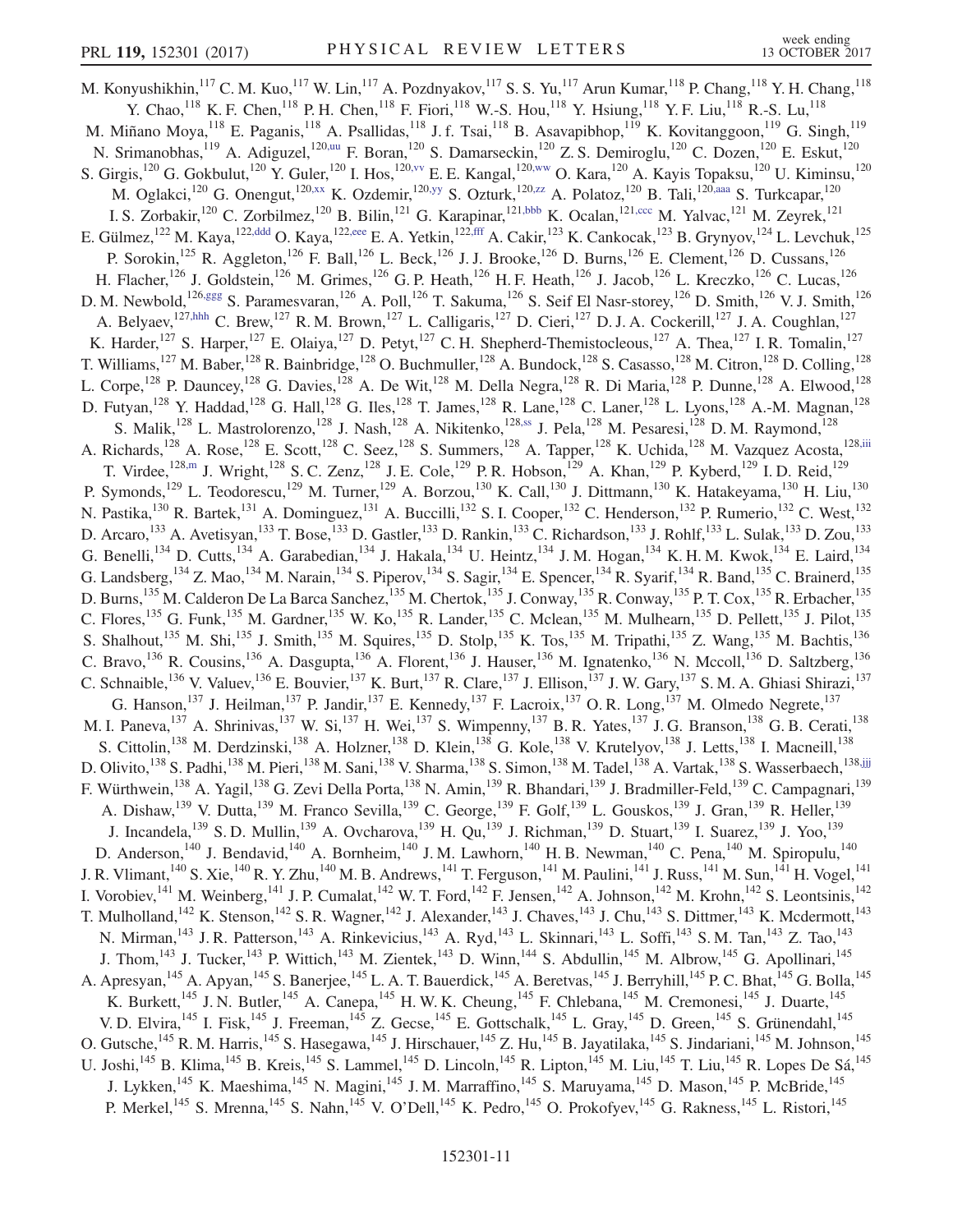M. Konyushikhin,[117] C. M. Kuo,[117] W. Lin,[117] A. Pozdnyakov,[117] S. S. Yu,[117] Arun Kumar,[118] P. Chang,[118] Y. H. Chang,[118] Y. Chao,[118] K. F. Chen,[118] P. H. Chen,[118] F. Fiori,[118] W.-S. Hou,[118] Y. Hsiung,[118] Y. F. Liu,[118] R.-S. Lu,[118] M. Miñano Moya,[118] E. Paganis,[118] A. Psallidas,[118] J. f. Tsai,[118] B. Asavapibhop,[119] K. Kovitanggoon,[119] G. Singh,[119] N. Srimanobhas,[119] A. Adiguzel,[120,uu] F. Boran,[120] S. Damarseckin,[120] Z. S. Demiroglu,[120] C. Dozen,[120] E. Eskut,[120] S. Girgis,[120] G. Gokbulut,[120] Y. Guler,[120] I. Hos,[120,vv] E. E. Kangal,[120,ww] O. Kara,[120] A. Kayis Topaksu,[120] U. Kiminsu,[120] M. Oglakci,[120] G. Onengut,[120,xx] K. Ozdemir,[120,yy] S. Ozturk,[120,zz] A. Polatoz,[120] B. Tali,[120,aaa] S. Turkcapar,[120] I. S. Zorbakir,[120] C. Zorbilmez,[120] B. Bilin,[121] G. Karapinar,[121,bbb] K. Ocalan,[121,ccc] M. Yalvac,[121] M. Zeyrek,[121] E. Gülmez,[122] M. Kaya,[122,ddd] O. Kaya,[122,eee] E. A. Yetkin,[122,fff] A. Cakir,[123] K. Cankocak,[123] B. Grynyov,[124] L. Levchuk,[125] P. Sorokin,[125] R. Aggleton,[126] F. Ball,[126] L. Beck,[126] J. J. Brooke,[126] D. Burns,[126] E. Clement,[126] D. Cussans,[126] H. Flacher,[126] J. Goldstein,[126] M. Grimes,[126] G. P. Heath,[126] H. F. Heath,[126] J. Jacob,[126] L. Kreczko,[126] C. Lucas,[126] D. M. Newbold,[126,ggg] S. Paramesvaran,[126] A. Poll,[126] T. Sakuma,[126] S. Seif El Nasr-storey,[126] D. Smith,[126] V. J. Smith,[126] A. Belyaev,[127,hhh] C. Brew,[127] R. M. Brown,[127] L. Calligaris,[127] D. Cieri,[127] D. J. A. Cockerill,[127] J. A. Coughlan,[127] K. Harder,[127] S. Harper,[127] E. Olaiya,[127] D. Petyt,[127] C. H. Shepherd-Themistocleous,[127] A. Thea,[127] I. R. Tomalin,[127] T. Williams,[127] M. Baber,[128] R. Bainbridge,[128] O. Buchmuller,[128] A. Bundock,[128] S. Casasso,[128] M. Citron,[128] D. Colling,[128] L. Corpe,[128] P. Dauncey,[128] G. Davies,[128] A. De Wit,[128] M. Della Negra,[128] R. Di Maria,[128] P. Dunne,[128] A. Elwood,[128] D. Futyan,[128] Y. Haddad,[128] G. Hall,[128] G. Iles,[128] T. James,[128] R. Lane,[128] C. Laner,[128] L. Lyons,[128] A.-M. Magnan,[128] S. Malik,[128] L. Mastrolorenzo,[128] J. Nash,[128] A. Nikitenko,[128,ss] J. Pela,[128] M. Pesaresi,[128] D. M. Raymond,[128] A. Richards,[128] A. Rose,[128] E. Scott,[128] C. Seez,[128] S. Summers,[128] A. Tapper,[128] K. Uchida,[128] M. Vazquez Acosta,[128,iii] T. Virdee,[128,m] J. Wright,[128] S. C. Zenz,[128] J. E. Cole,[129] P. R. Hobson,[129] A. Khan,[129] P. Kyberd,[129] I. D. Reid,[129] P. Symonds,[129] L. Teodorescu,[129] M. Turner,[129] A. Borzou,[130] K. Call,[130] J. Dittmann,[130] K. Hatakeyama,[130] H. Liu,[130] N. Pastika,[130] R. Bartek,[131] A. Dominguez,[131] A. Buccilli,[132] S. I. Cooper,[132] C. Henderson,[132] P. Rumerio,[132] C. West,[132] D. Arcaro,[133] A. Avetisyan,[133] T. Bose,[133] D. Gastler,[133] D. Rankin,[133] C. Richardson,[133] J. Rohlf,[133] L. Sulak,[133] D. Zou,[133] G. Benelli,[134] D. Cutts,[134] A. Garabedian,[134] J. Hakala,[134] U. Heintz,[134] J. M. Hogan,[134] K. H. M. Kwok,[134] E. Laird,[134] G. Landsberg,[134] Z. Mao,[134] M. Narain,[134] S. Piperov,[134] S. Sagir,[134] E. Spencer,[134] R. Syarif,[134] R. Band,[135] C. Brainerd,[135] D. Burns,[135] M. Calderon De La Barca Sanchez,[135] M. Chertok,[135] J. Conway,[135] R. Conway,[135] P. T. Cox,[135] R. Erbacher,[135] C. Flores,[135] G. Funk,[135] M. Gardner,[135] W. Ko,[135] R. Lander,[135] C. Mclean,[135] M. Mulhearn,[135] D. Pellett,[135] J. Pilot,[135] S. Shalhout,[135] M. Shi,[135] J. Smith,[135] M. Squires,[135] D. Stolp,[135] K. Tos,[135] M. Tripathi,[135] Z. Wang,[135] M. Bachtis,[136] C. Bravo,[136] R. Cousins,[136] A. Dasgupta,[136] A. Florent,[136] J. Hauser,[136] M. Ignatenko,[136] N. Mccoll,[136] D. Saltzberg,[136] C. Schnaible,[136] V. Valuev,[136] E. Bouvier,[137] K. Burt,[137] R. Clare,[137] J. Ellison,[137] J. W. Gary,[137] S. M. A. Ghiasi Shirazi,[137] G. Hanson,[137] J. Heilman,[137] P. Jandir,[137] E. Kennedy,[137] F. Lacroix,[137] O. R. Long,[137] M. Olmedo Negrete,[137] M. I. Paneva,[137] A. Shrinivas,[137] W. Si,[137] H. Wei,[137] S. Wimpenny,[137] B. R. Yates,[137] J. G. Branson,[138] G. B. Cerati,[138] S. Cittolin,[138] M. Derdzinski,[138] A. Holzner,[138] D. Klein,[138] G. Kole,[138] V. Krutelyov,[138] J. Letts,[138] I. Macneill,[138] D. Olivito,[138] S. Padhi,[138] M. Pieri,[138] M. Sani,[138] V. Sharma,[138] S. Simon,[138] M. Tadel,[138] A. Vartak,[138] S. Wasserbaech,[138,jjj] F. Würthwein,[138] A. Yagil,[138] G. Zevi Della Porta,[138] N. Amin,[139] R. Bhandari,[139] J. Bradmiller-Feld,[139] C. Campagnari,[139] A. Dishaw,[139] V. Dutta,[139] M. Franco Sevilla,[139] C. George,[139] F. Golf,[139] L. Gouskos,[139] J. Gran,[139] R. Heller,[139] J. Incandela,[139] S. D. Mullin,[139] A. Ovcharova,[139] H. Qu,[139] J. Richman,[139] D. Stuart,[139] I. Suarez,[139] J. Yoo,[139] D. Anderson,[140] J. Bendavid,[140] A. Bornheim,[140] J. M. Lawhorn,[140] H. B. Newman,[140] C. Pena,[140] M. Spiropulu,[140] J. R. Vlimant,[140] S. Xie,[140] R. Y. Zhu,[140] M. B. Andrews,[141] T. Ferguson,[141] M. Paulini,[141] J. Russ,[141] M. Sun,[141] H. Vogel,[141] I. Vorobiev,[141] M. Weinberg,[141] J. P. Cumalat,[142] W. T. Ford,[142] F. Jensen,[142] A. Johnson,[142] M. Krohn,[142] S. Leontsinis,[142] T. Mulholland,[142] K. Stenson,[142] S. R. Wagner,[142] J. Alexander,[143] J. Chaves,[143] J. Chu,[143] S. Dittmer,[143] K. Mcdermott,[143] N. Mirman,[143] J. R. Patterson,[143] A. Rinkevicius,[143] A. Ryd,[143] L. Skinnari,[143] L. Soffi,[143] S. M. Tan,[143] Z. Tao,[143] J. Thom,[143] J. Tucker,[143] P. Wittich,[143] M. Zientek,[143] D. Winn,[144] S. Abdullin,[145] M. Albrow,[145] G. Apollinari,[145] A. Apresyan,[145] A. Apyan,[145] S. Banerjee,[145] L. A. T. Bauerdick,[145] A. Beretvas,[145] J. Berryhill,[145] P. C. Bhat,[145] G. Bolla,[145] K. Burkett,[145] J. N. Butler,[145] A. Canepa,[145] H. W. K. Cheung,[145] F. Chlebana,[145] M. Cremonesi,[145] J. Duarte,[145] V. D. Elvira,[145] I. Fisk,[145] J. Freeman,[145] Z. Gecse,[145] E. Gottschalk,[145] L. Gray,[145] D. Green,[145] S. Grünendahl,[145] O. Gutsche,[145] R. M. Harris,[145] S. Hasegawa,[145] J. Hirschauer,[145] Z. Hu,[145] B. Jayatilaka,[145] S. Jindariani,[145] M. Johnson,[145] U. Joshi,[145] B. Klima,[145] B. Kreis,[145] S. Lammel,[145] D. Lincoln,[145] R. Lipton,[145] M. Liu,[145] T. Liu,[145] R. Lopes De Sá,[145] J. Lykken,[145] K. Maeshima,[145] N. Magini,[145] J. M. Marraffino,[145] S. Maruyama,[145] D. Mason,[145] P. McBride,[145] P. Merkel,[145] S. Mrenna,[145] S. Nahn,[145] V. O'Dell,[145] K. Pedro,[145] O. Prokofyev,[145] G. Rakness,[145] L. Ristori,[145]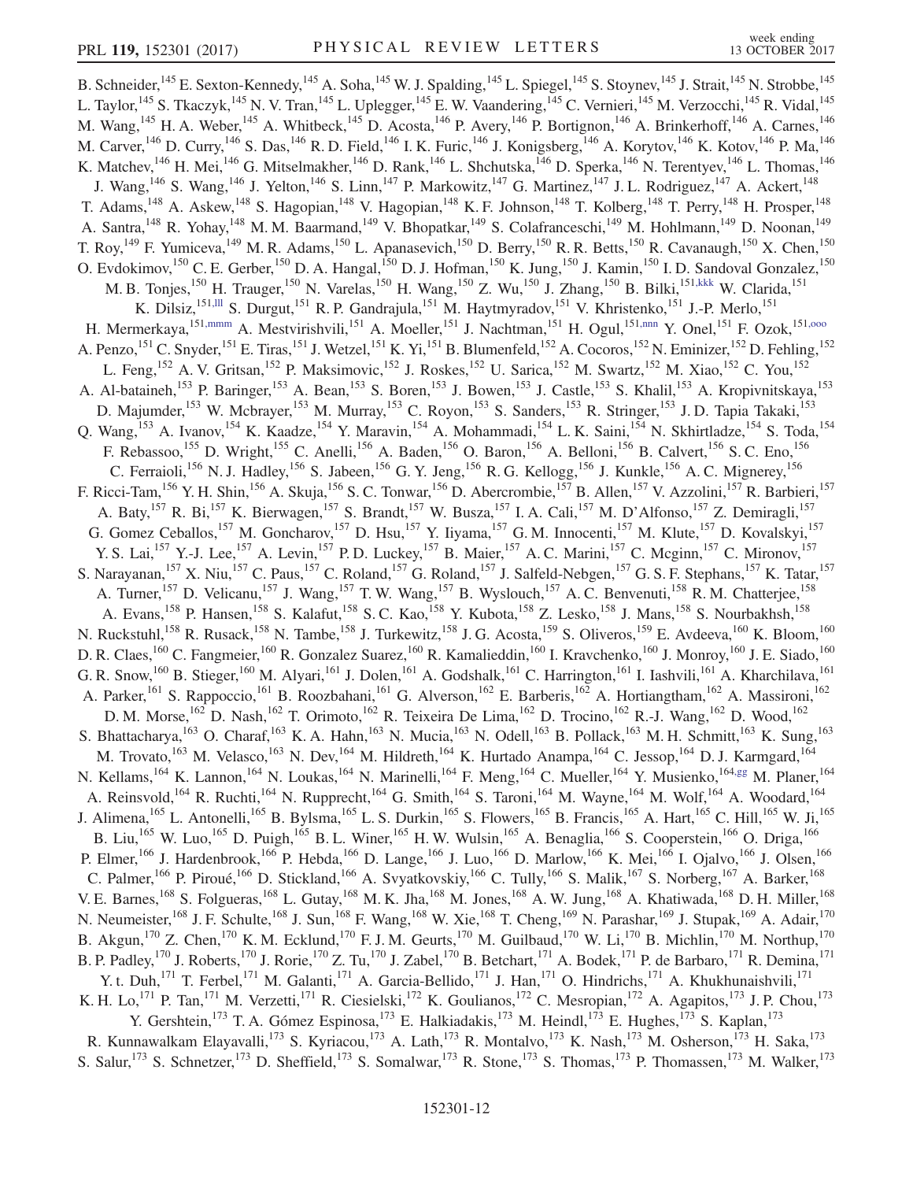B. Schneider,[145] E. Sexton-Kennedy,[145] A. Soha,[145] W. J. Spalding,[145] L. Spiegel,[145] S. Stoynev,[145] J. Strait,[145] N. Strobbe,[145] L. Taylor,[145] S. Tkaczyk,[145] N. V. Tran,[145] L. Uplegger,[145] E. W. Vaandering,[145] C. Vernieri,[145] M. Verzocchi,[145] R. Vidal,[145] M. Wang,[145] H. A. Weber,[145] A. Whitbeck,[145] D. Acosta,[146] P. Avery,[146] P. Bortignon,[146] A. Brinkerhoff,[146] A. Carnes,[146] M. Carver,[146] D. Curry,[146] S. Das,[146] R. D. Field,[146] I. K. Furic,[146] J. Konigsberg,[146] A. Korytov,[146] K. Kotov,[146] P. Ma,[146] K. Matchev,[146] H. Mei,[146] G. Mitselmakher,[146] D. Rank,[146] L. Shchutska,[146] D. Sperka,[146] N. Terentyev,[146] L. Thomas,[146] J. Wang,[146] S. Wang,[146] J. Yelton,[146] S. Linn,[147] P. Markowitz,[147] G. Martinez,[147] J. L. Rodriguez,[147] A. Ackert,[148] T. Adams,[148] A. Askew,[148] S. Hagopian,[148] V. Hagopian,[148] K. F. Johnson,[148] T. Kolberg,[148] T. Perry,[148] H. Prosper,[148] A. Santra,[148] R. Yohay,[148] M. M. Baarmand,[149] V. Bhopatkar,[149] S. Colafranceschi,[149] M. Hohlmann,[149] D. Noonan,[149] T. Roy,[149] F. Yumiceva,[149] M. R. Adams,[150] L. Apanasevich,[150] D. Berry,[150] R. R. Betts,[150] R. Cavanaugh,[150] X. Chen,[150] O. Evdokimov,[150] C. E. Gerber,[150] D. A. Hangal,[150] D. J. Hofman,[150] K. Jung,[150] J. Kamin,[150] I. D. Sandoval Gonzalez,[150] M. B. Tonjes,[150] H. Trauger,[150] N. Varelas,[150] H. Wang,[150] Z. Wu,[150] J. Zhang,[150] B. Bilki,[151,kkk] W. Clarida,[151] K. Dilsiz,[151,lll] S. Durgut,[151] R. P. Gandrajula,[151] M. Haytmyradov,[151] V. Khristenko,[151] J.-P. Merlo,[151] H. Mermerkaya,[151,mmm] A. Mestvirishvili,[151] A. Moeller,[151] J. Nachtman,[151] H. Ogul,[151,nnn] Y. Onel,[151] F. Ozok,[151,ooo] A. Penzo,[151] C. Snyder,[151] E. Tiras,[151] J. Wetzel,[151] K. Yi,[151] B. Blumenfeld,[152] A. Cocoros,[152] N. Eminizer,[152] D. Fehling,[152] L. Feng,[152] A. V. Gritsan,[152] P. Maksimovic,[152] J. Roskes,[152] U. Sarica,[152] M. Swartz,[152] M. Xiao,[152] C. You,[152] A. Al-bataineh,[153] P. Baringer,[153] A. Bean,[153] S. Boren,[153] J. Bowen,[153] J. Castle,[153] S. Khalil,[153] A. Kropivnitskaya,[153] D. Majumder,[153] W. Mcbrayer,[153] M. Murray,[153] C. Royon,[153] S. Sanders,[153] R. Stringer,[153] J. D. Tapia Takaki,[153] Q. Wang,[153] A. Ivanov,[154] K. Kaadze,[154] Y. Maravin,[154] A. Mohammadi,[154] L. K. Saini,[154] N. Skhirtladze,[154] S. Toda,[154] F. Rebassoo,[155] D. Wright,[155] C. Anelli,[156] A. Baden,[156] O. Baron,[156] A. Belloni,[156] B. Calvert,[156] S. C. Eno,[156] C. Ferraioli,[156] N. J. Hadley,[156] S. Jabeen,[156] G. Y. Jeng,[156] R. G. Kellogg,[156] J. Kunkle,[156] A. C. Mignerey,[156] F. Ricci-Tam,[156] Y. H. Shin,[156] A. Skuja,[156] S. C. Tonwar,[156] D. Abercrombie,[157] B. Allen,[157] V. Azzolini,[157] R. Barbieri,[157] A. Baty,[157] R. Bi,[157] K. Bierwagen,[157] S. Brandt,[157] W. Busza,[157] I. A. Cali,[157] M. D'Alfonso,[157] Z. Demiragli,[157] G. Gomez Ceballos,[157] M. Goncharov,[157] D. Hsu,[157] Y. Iiyama,[157] G. M. Innocenti,[157] M. Klute,[157] D. Kovalskyi,[157] Y. S. Lai,[157] Y.-J. Lee,[157] A. Levin,[157] P. D. Luckey,[157] B. Maier,[157] A. C. Marini,[157] C. Mcginn,[157] C. Mironov,[157] S. Narayanan,[157] X. Niu,[157] C. Paus,[157] C. Roland,[157] G. Roland,[157] J. Salfeld-Nebgen,[157] G. S. F. Stephans,[157] K. Tatar,[157] A. Turner,[157] D. Velicanu,[157] J. Wang,[157] T. W. Wang,[157] B. Wyslouch,[157] A. C. Benvenuti,[158] R. M. Chatterjee,[158] A. Evans,[158] P. Hansen,[158] S. Kalafut,[158] S. C. Kao,[158] Y. Kubota,[158] Z. Lesko,[158] J. Mans,[158] S. Nourbakhsh,[158] N. Ruckstuhl,[158] R. Rusack,[158] N. Tambe,[158] J. Turkewitz,[158] J. G. Acosta,[159] S. Oliveros,[159] E. Avdeeva,[160] K. Bloom,[160] D. R. Claes,[160] C. Fangmeier,[160] R. Gonzalez Suarez,[160] R. Kamalieddin,[160] I. Kravchenko,[160] J. Monroy,[160] J. E. Siado,[160] G. R. Snow,[160] B. Stieger,[160] M. Alyari,[161] J. Dolen,[161] A. Godshalk,[161] C. Harrington,[161] I. Iashvili,[161] A. Kharchilava,[161] A. Parker,[161] S. Rappoccio,[161] B. Roozbahani,[161] G. Alverson,[162] E. Barberis,[162] A. Hortiangtham,[162] A. Massironi,[162] D. M. Morse,[162] D. Nash,[162] T. Orimoto,[162] R. Teixeira De Lima,[162] D. Trocino,[162] R.-J. Wang,[162] D. Wood,[162] S. Bhattacharya,[163] O. Charaf,[163] K. A. Hahn,[163] N. Mucia,[163] N. Odell,[163] B. Pollack,[163] M. H. Schmitt,[163] K. Sung,[163] M. Trovato,[163] M. Velasco,[163] N. Dev,[164] M. Hildreth,[164] K. Hurtado Anampa,[164] C. Jessop,[164] D. J. Karmgard,[164] N. Kellams,[164] K. Lannon,[164] N. Loukas,[164] N. Marinelli,[164] F. Meng,[164] C. Mueller,[164] Y. Musienko,[164,gg] M. Planer,[164] A. Reinsvold,[164] R. Ruchti,[164] N. Rupprecht,[164] G. Smith,[164] S. Taroni,[164] M. Wayne,[164] M. Wolf,[164] A. Woodard,[164] J. Alimena,[165] L. Antonelli,[165] B. Bylsma,[165] L. S. Durkin,[165] S. Flowers,[165] B. Francis,[165] A. Hart,[165] C. Hill,[165] W. Ji,[165] B. Liu,[165] W. Luo,[165] D. Puigh,[165] B. L. Winer,[165] H. W. Wulsin,[165] A. Benaglia,[166] S. Cooperstein,[166] O. Driga,[166] P. Elmer,[166] J. Hardenbrook,[166] P. Hebda,[166] D. Lange,[166] J. Luo,[166] D. Marlow,[166] K. Mei,[166] I. Ojalvo,[166] J. Olsen,[166] C. Palmer,[166] P. Piroué,[166] D. Stickland,[166] A. Svyatkovskiy,[166] C. Tully,[166] S. Malik,[167] S. Norberg,[167] A. Barker,[168] V. E. Barnes,[168] S. Folgueras,[168] L. Gutay,[168] M. K. Jha,[168] M. Jones,[168] A. W. Jung,[168] A. Khatiwada,[168] D. H. Miller,[168] N. Neumeister,[168] J. F. Schulte,[168] J. Sun,[168] F. Wang,[168] W. Xie,[168] T. Cheng,[169] N. Parashar,[169] J. Stupak,[169] A. Adair,[170] B. Akgun,[170] Z. Chen,[170] K. M. Ecklund,[170] F. J. M. Geurts,[170] M. Guilbaud,[170] W. Li,[170] B. Michlin,[170] M. Northup,[170] B. P. Padley,[170] J. Roberts,[170] J. Rorie,[170] Z. Tu,[170] J. Zabel,[170] B. Betchart,[171] A. Bodek,[171] P. de Barbaro,[171] R. Demina,[171] Y. t. Duh,[171] T. Ferbel,[171] M. Galanti,[171] A. Garcia-Bellido,[171] J. Han,[171] O. Hindrichs,[171] A. Khukhunaishvili,[171] K. H. Lo,[171] P. Tan,[171] M. Verzetti,[171] R. Ciesielski,[172] K. Goulianos,[172] C. Mesropian,[172] A. Agapitos,[173] J. P. Chou,[173] Y. Gershtein,[173] T. A. Gómez Espinosa,[173] E. Halkiadakis,[173] M. Heindl,[173] E. Hughes,[173] S. Kaplan,[173] R. Kunnawalkam Elayavalli,[173] S. Kyriacou,[173] A. Lath,[173] R. Montalvo,[173] K. Nash,[173] M. Osherson,[173] H. Saka,[173] S. Salur,[173] S. Schnetzer,[173] D. Sheffield,[173] S. Somalwar,[173] R. Stone,[173] S. Thomas,[173] P. Thomassen,[173] M. Walker,[173]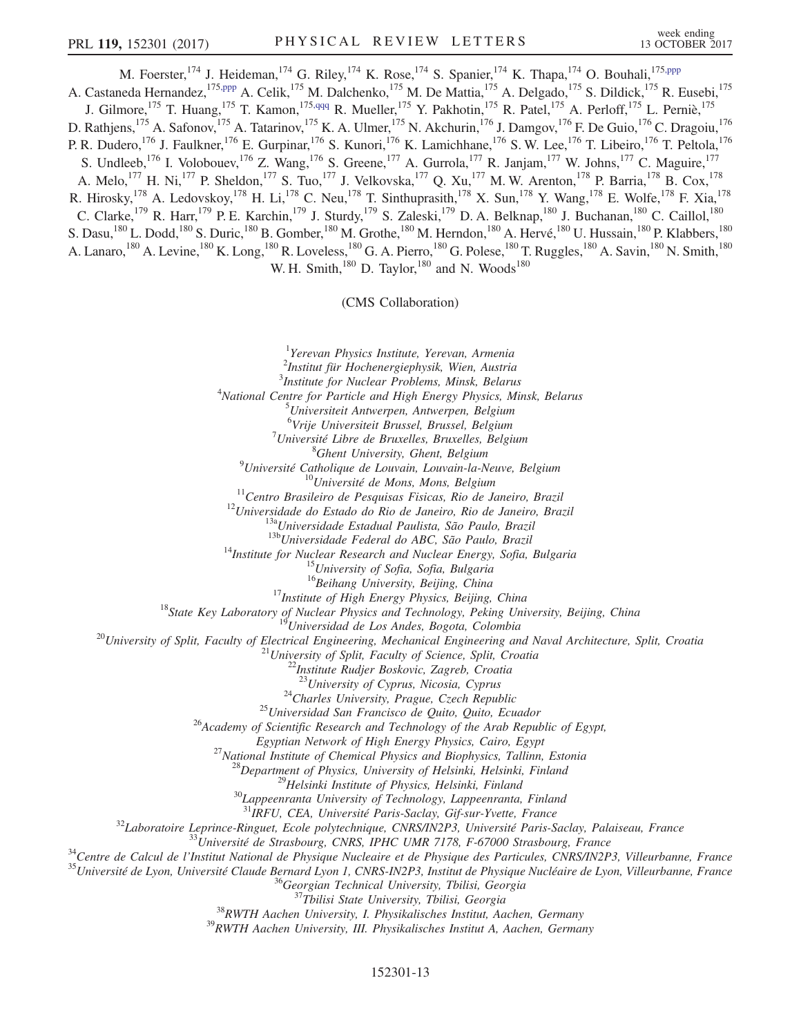M. Foerster,[174] J. Heideman,[174] G. Riley,[174] K. Rose,[174] S. Spanier,[174] K. Thapa,[174] O. Bouhali,[175,ppp] A. Castaneda Hernandez,[175,ppp] A. Celik,[175] M. Dalchenko,[175] M. De Mattia,[175] A. Delgado,[175] S. Dildick,[175] R. Eusebi,[175] J. Gilmore,[175] T. Huang,[175] T. Kamon,[175,qqq] R. Mueller,[175] Y. Pakhotin,[175] R. Patel,[175] A. Perloff,[175] L. Perniè,[175] D. Rathjens,[175] A. Safonov,[175] A. Tatarinov,[175] K. A. Ulmer,[175] N. Akchurin,[176] J. Damgov,[176] F. De Guio,[176] C. Dragoiu,[176] P. R. Dudero,[176] J. Faulkner,[176] E. Gurpinar,[176] S. Kunori,[176] K. Lamichhane,[176] S. W. Lee,[176] T. Libeiro,[176] T. Peltola,[176] S. Undleeb,[176] I. Volobouev,[176] Z. Wang,[176] S. Greene,[177] A. Gurrola,[177] R. Janjam,[177] W. Johns,[177] C. Maguire,[177] A. Melo,[177] H. Ni,[177] P. Sheldon,[177] S. Tuo,[177] J. Velkovska,[177] Q. Xu,[177] M. W. Arenton,[178] P. Barria,[178] B. Cox,[178] R. Hirosky,[178] A. Ledovskoy,[178] H. Li,[178] C. Neu,[178] T. Sinthuprasith,[178] X. Sun,[178] Y. Wang,[178] E. Wolfe,[178] F. Xia,[178] C. Clarke,[179] R. Harr,[179] P. E. Karchin,[179] J. Sturdy,[179] S. Zaleski,[179] D. A. Belknap,[180] J. Buchanan,[180] C. Caillol,[180] S. Dasu,[180] L. Dodd,[180] S. Duric,[180] B. Gomber,[180] M. Grothe,[180] M. Herndon,[180] A. Hervé,[180] U. Hussain,[180] P. Klabbers,[180] A. Lanaro,[180] A. Levine,[180] K. Long,[180] R. Loveless,[180] G. A. Pierro,[180] G. Polese,[180] T. Ruggles,[180] A. Savin,[180] N. Smith,[180] W. H. Smith,[180] D. Taylor,[180] and N. Woods[180]

(CMS Collaboration)

[1] *Yerevan Physics Institute, Yerevan, Armenia*
[2] *Institut für Hochenergiephysik, Wien, Austria*
[3] *Institute for Nuclear Problems, Minsk, Belarus*
[4] *National Centre for Particle and High Energy Physics, Minsk, Belarus*
[5] *Universiteit Antwerpen, Antwerpen, Belgium*
[6] *Vrije Universiteit Brussel, Brussel, Belgium*
[7] *Université Libre de Bruxelles, Bruxelles, Belgium*
[8] *Ghent University, Ghent, Belgium*
[9] *Université Catholique de Louvain, Louvain-la-Neuve, Belgium*
[10] *Université de Mons, Mons, Belgium*
[11] *Centro Brasileiro de Pesquisas Fisicas, Rio de Janeiro, Brazil*
[12] *Universidade do Estado do Rio de Janeiro, Rio de Janeiro, Brazil*
[13a] *Universidade Estadual Paulista, São Paulo, Brazil*
[13b] *Universidade Federal do ABC, São Paulo, Brazil*
[14] *Institute for Nuclear Research and Nuclear Energy, Sofia, Bulgaria*
[15] *University of Sofia, Sofia, Bulgaria*
[16] *Beihang University, Beijing, China*
[17] *Institute of High Energy Physics, Beijing, China*
[18] *State Key Laboratory of Nuclear Physics and Technology, Peking University, Beijing, China*
[19] *Universidad de Los Andes, Bogota, Colombia*
[20] *University of Split, Faculty of Electrical Engineering, Mechanical Engineering and Naval Architecture, Split, Croatia*
[21] *University of Split, Faculty of Science, Split, Croatia*
[22] *Institute Rudjer Boskovic, Zagreb, Croatia*
[23] *University of Cyprus, Nicosia, Cyprus*
[24] *Charles University, Prague, Czech Republic*
[25] *Universidad San Francisco de Quito, Quito, Ecuador*
[26] *Academy of Scientific Research and Technology of the Arab Republic of Egypt, Egyptian Network of High Energy Physics, Cairo, Egypt*
[27] *National Institute of Chemical Physics and Biophysics, Tallinn, Estonia*
[28] *Department of Physics, University of Helsinki, Helsinki, Finland*
[29] *Helsinki Institute of Physics, Helsinki, Finland*
[30] *Lappeenranta University of Technology, Lappeenranta, Finland*
[31] *IRFU, CEA, Université Paris-Saclay, Gif-sur-Yvette, France*
[32] *Laboratoire Leprince-Ringuet, Ecole polytechnique, CNRS/IN2P3, Université Paris-Saclay, Palaiseau, France*
[33] *Université de Strasbourg, CNRS, IPHC UMR 7178, F-67000 Strasbourg, France*
[34] *Centre de Calcul de l'Institut National de Physique Nucleaire et de Physique des Particules, CNRS/IN2P3, Villeurbanne, France*
[35] *Université de Lyon, Université Claude Bernard Lyon 1, CNRS-IN2P3, Institut de Physique Nucléaire de Lyon, Villeurbanne, France*
[36] *Georgian Technical University, Tbilisi, Georgia*
[37] *Tbilisi State University, Tbilisi, Georgia*
[38] *RWTH Aachen University, I. Physikalisches Institut, Aachen, Germany*
[39] *RWTH Aachen University, III. Physikalisches Institut A, Aachen, Germany*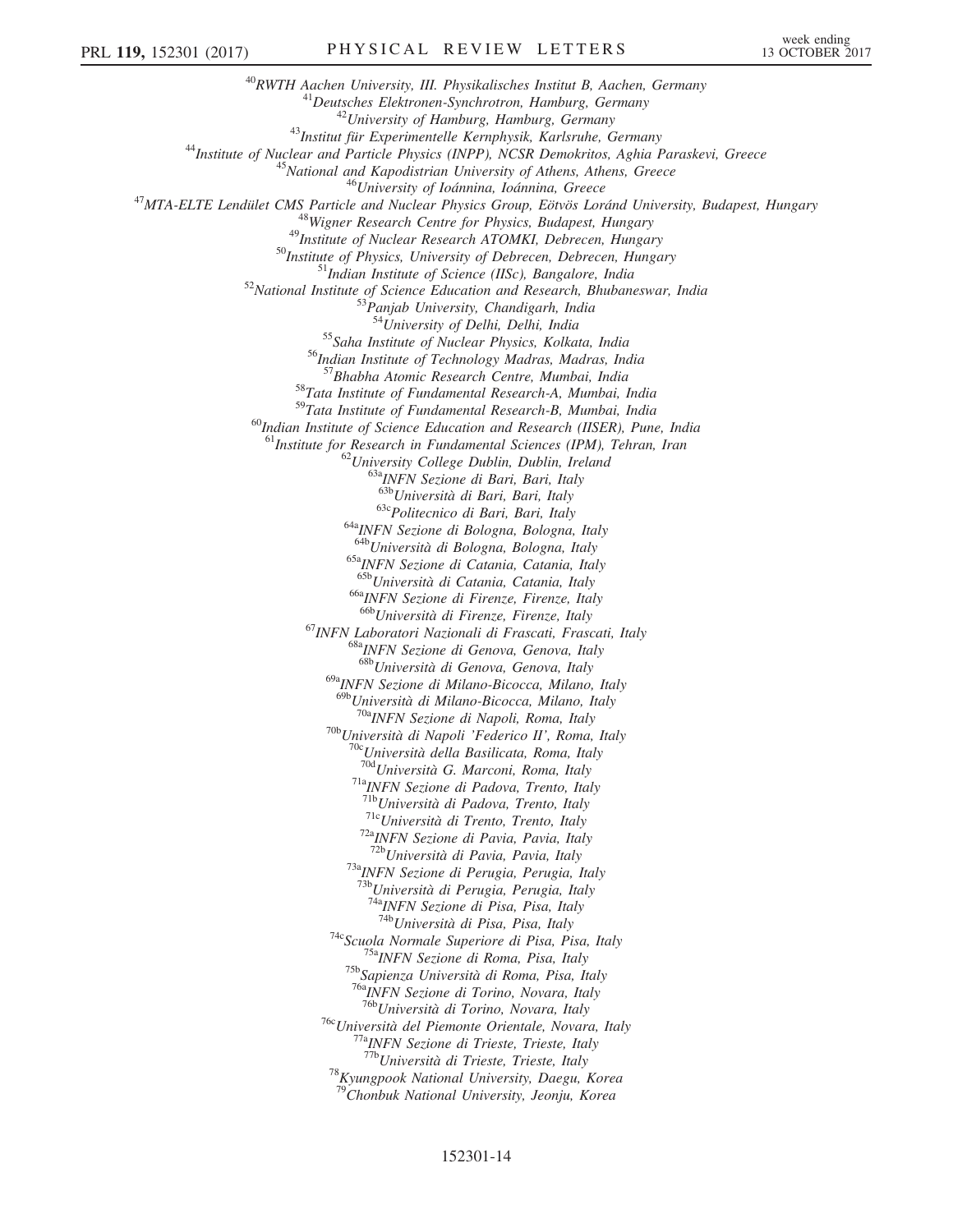[40]RWTH Aachen University, III. Physikalisches Institut B, Aachen, Germany
[41]Deutsches Elektronen-Synchrotron, Hamburg, Germany
[42]University of Hamburg, Hamburg, Germany
[43]Institut für Experimentelle Kernphysik, Karlsruhe, Germany
[44]Institute of Nuclear and Particle Physics (INPP), NCSR Demokritos, Aghia Paraskevi, Greece
[45]National and Kapodistrian University of Athens, Athens, Greece
[46]University of Ioánnina, Ioánnina, Greece
[47]MTA-ELTE Lendület CMS Particle and Nuclear Physics Group, Eötvös Loránd University, Budapest, Hungary
[48]Wigner Research Centre for Physics, Budapest, Hungary
[49]Institute of Nuclear Research ATOMKI, Debrecen, Hungary
[50]Institute of Physics, University of Debrecen, Debrecen, Hungary
[51]Indian Institute of Science (IISc), Bangalore, India
[52]National Institute of Science Education and Research, Bhubaneswar, India
[53]Panjab University, Chandigarh, India
[54]University of Delhi, Delhi, India
[55]Saha Institute of Nuclear Physics, Kolkata, India
[56]Indian Institute of Technology Madras, Madras, India
[57]Bhabha Atomic Research Centre, Mumbai, India
[58]Tata Institute of Fundamental Research-A, Mumbai, India
[59]Tata Institute of Fundamental Research-B, Mumbai, India
[60]Indian Institute of Science Education and Research (IISER), Pune, India
[61]Institute for Research in Fundamental Sciences (IPM), Tehran, Iran
[62]University College Dublin, Dublin, Ireland
[63a]INFN Sezione di Bari, Bari, Italy
[63b]Università di Bari, Bari, Italy
[63c]Politecnico di Bari, Bari, Italy
[64a]INFN Sezione di Bologna, Bologna, Italy
[64b]Università di Bologna, Bologna, Italy
[65a]INFN Sezione di Catania, Catania, Italy
[65b]Università di Catania, Catania, Italy
[66a]INFN Sezione di Firenze, Firenze, Italy
[66b]Università di Firenze, Firenze, Italy
[67]INFN Laboratori Nazionali di Frascati, Frascati, Italy
[68a]INFN Sezione di Genova, Genova, Italy
[68b]Università di Genova, Genova, Italy
[69a]INFN Sezione di Milano-Bicocca, Milano, Italy
[69b]Università di Milano-Bicocca, Milano, Italy
[70a]INFN Sezione di Napoli, Roma, Italy
[70b]Università di Napoli 'Federico II', Roma, Italy
[70c]Università della Basilicata, Roma, Italy
[70d]Università G. Marconi, Roma, Italy
[71a]INFN Sezione di Padova, Trento, Italy
[71b]Università di Padova, Trento, Italy
[71c]Università di Trento, Trento, Italy
[72a]INFN Sezione di Pavia, Pavia, Italy
[72b]Università di Pavia, Pavia, Italy
[73a]INFN Sezione di Perugia, Perugia, Italy
[73b]Università di Perugia, Perugia, Italy
[74a]INFN Sezione di Pisa, Pisa, Italy
[74b]Università di Pisa, Pisa, Italy
[74c]Scuola Normale Superiore di Pisa, Pisa, Italy
[75a]INFN Sezione di Roma, Pisa, Italy
[75b]Sapienza Università di Roma, Pisa, Italy
[76a]INFN Sezione di Torino, Novara, Italy
[76b]Università di Torino, Novara, Italy
[76c]Università del Piemonte Orientale, Novara, Italy
[77a]INFN Sezione di Trieste, Trieste, Italy
[77b]Università di Trieste, Trieste, Italy
[78]Kyungpook National University, Daegu, Korea
[79]Chonbuk National University, Jeonju, Korea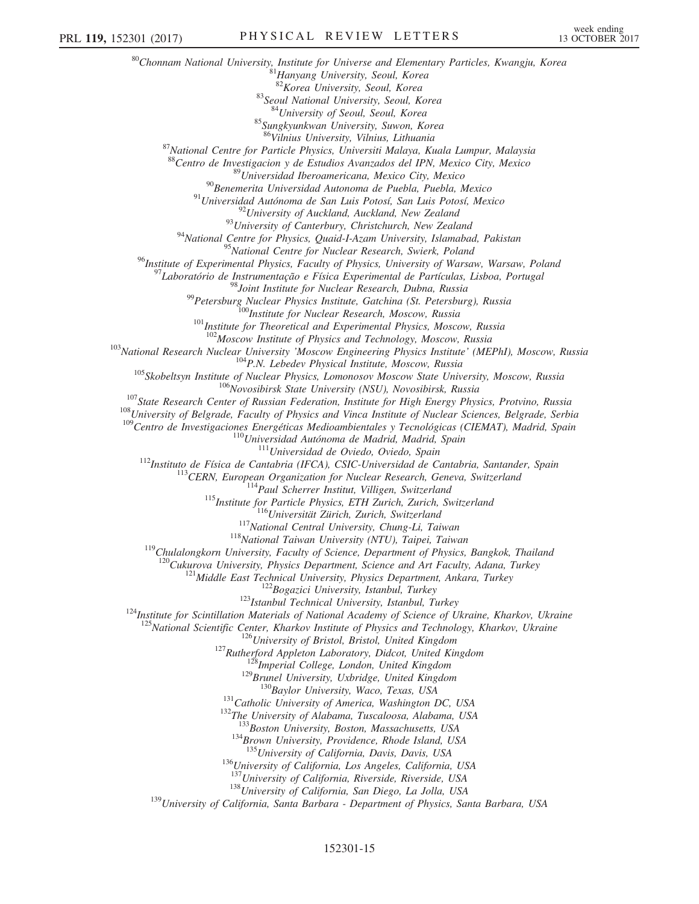[80]Chonnam National University, Institute for Universe and Elementary Particles, Kwangju, Korea
[81]Hanyang University, Seoul, Korea
[82]Korea University, Seoul, Korea
[83]Seoul National University, Seoul, Korea
[84]University of Seoul, Seoul, Korea
[85]Sungkyunkwan University, Suwon, Korea
[86]Vilnius University, Vilnius, Lithuania
[87]National Centre for Particle Physics, Universiti Malaya, Kuala Lumpur, Malaysia
[88]Centro de Investigacion y de Estudios Avanzados del IPN, Mexico City, Mexico
[89]Universidad Iberoamericana, Mexico City, Mexico
[90]Benemerita Universidad Autonoma de Puebla, Puebla, Mexico
[91]Universidad Autónoma de San Luis Potosí, San Luis Potosí, Mexico
[92]University of Auckland, Auckland, New Zealand
[93]University of Canterbury, Christchurch, New Zealand
[94]National Centre for Physics, Quaid-I-Azam University, Islamabad, Pakistan
[95]National Centre for Nuclear Research, Swierk, Poland
[96]Institute of Experimental Physics, Faculty of Physics, University of Warsaw, Warsaw, Poland
[97]Laboratório de Instrumentação e Física Experimental de Partículas, Lisboa, Portugal
[98]Joint Institute for Nuclear Research, Dubna, Russia
[99]Petersburg Nuclear Physics Institute, Gatchina (St. Petersburg), Russia
[100]Institute for Nuclear Research, Moscow, Russia
[101]Institute for Theoretical and Experimental Physics, Moscow, Russia
[102]Moscow Institute of Physics and Technology, Moscow, Russia
[103]National Research Nuclear University 'Moscow Engineering Physics Institute' (MEPhI), Moscow, Russia
[104]P.N. Lebedev Physical Institute, Moscow, Russia
[105]Skobeltsyn Institute of Nuclear Physics, Lomonosov Moscow State University, Moscow, Russia
[106]Novosibirsk State University (NSU), Novosibirsk, Russia
[107]State Research Center of Russian Federation, Institute for High Energy Physics, Protvino, Russia
[108]University of Belgrade, Faculty of Physics and Vinca Institute of Nuclear Sciences, Belgrade, Serbia
[109]Centro de Investigaciones Energéticas Medioambientales y Tecnológicas (CIEMAT), Madrid, Spain
[110]Universidad Autónoma de Madrid, Madrid, Spain
[111]Universidad de Oviedo, Oviedo, Spain
[112]Instituto de Física de Cantabria (IFCA), CSIC-Universidad de Cantabria, Santander, Spain
[113]CERN, European Organization for Nuclear Research, Geneva, Switzerland
[114]Paul Scherrer Institut, Villigen, Switzerland
[115]Institute for Particle Physics, ETH Zurich, Zurich, Switzerland
[116]Universität Zürich, Zurich, Switzerland
[117]National Central University, Chung-Li, Taiwan
[118]National Taiwan University (NTU), Taipei, Taiwan
[119]Chulalongkorn University, Faculty of Science, Department of Physics, Bangkok, Thailand
[120]Cukurova University, Physics Department, Science and Art Faculty, Adana, Turkey
[121]Middle East Technical University, Physics Department, Ankara, Turkey
[122]Bogazici University, Istanbul, Turkey
[123]Istanbul Technical University, Istanbul, Turkey
[124]Institute for Scintillation Materials of National Academy of Science of Ukraine, Kharkov, Ukraine
[125]National Scientific Center, Kharkov Institute of Physics and Technology, Kharkov, Ukraine
[126]University of Bristol, Bristol, United Kingdom
[127]Rutherford Appleton Laboratory, Didcot, United Kingdom
[128]Imperial College, London, United Kingdom
[129]Brunel University, Uxbridge, United Kingdom
[130]Baylor University, Waco, Texas, USA
[131]Catholic University of America, Washington DC, USA
[132]The University of Alabama, Tuscaloosa, Alabama, USA
[133]Boston University, Boston, Massachusetts, USA
[134]Brown University, Providence, Rhode Island, USA
[135]University of California, Davis, Davis, USA
[136]University of California, Los Angeles, California, USA
[137]University of California, Riverside, Riverside, USA
[138]University of California, San Diego, La Jolla, USA
[139]University of California, Santa Barbara - Department of Physics, Santa Barbara, USA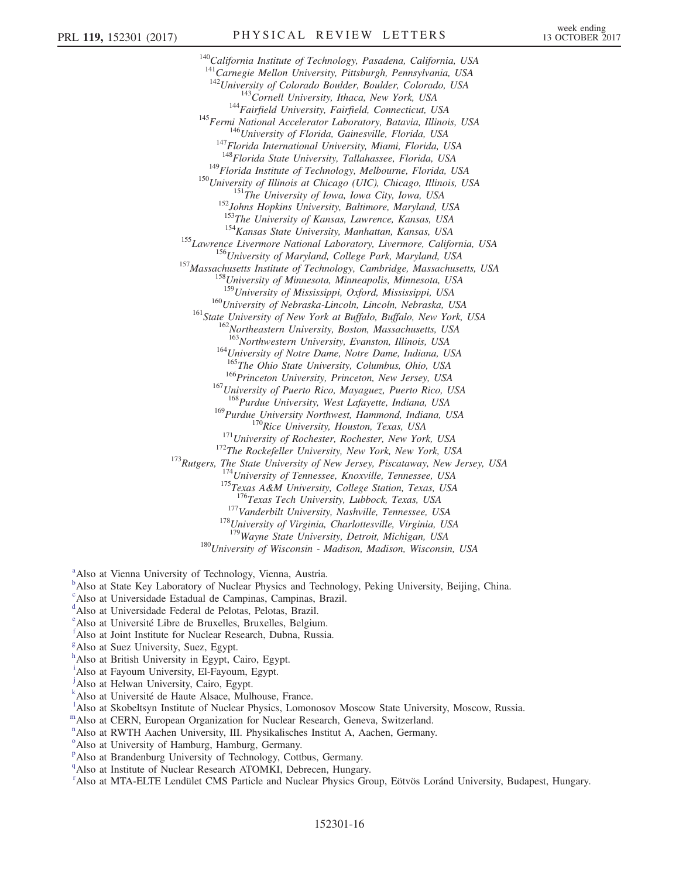[140]California Institute of Technology, Pasadena, California, USA
[141]Carnegie Mellon University, Pittsburgh, Pennsylvania, USA
[142]University of Colorado Boulder, Boulder, Colorado, USA
[143]Cornell University, Ithaca, New York, USA
[144]Fairfield University, Fairfield, Connecticut, USA
[145]Fermi National Accelerator Laboratory, Batavia, Illinois, USA
[146]University of Florida, Gainesville, Florida, USA
[147]Florida International University, Miami, Florida, USA
[148]Florida State University, Tallahassee, Florida, USA
[149]Florida Institute of Technology, Melbourne, Florida, USA
[150]University of Illinois at Chicago (UIC), Chicago, Illinois, USA
[151]The University of Iowa, Iowa City, Iowa, USA
[152]Johns Hopkins University, Baltimore, Maryland, USA
[153]The University of Kansas, Lawrence, Kansas, USA
[154]Kansas State University, Manhattan, Kansas, USA
[155]Lawrence Livermore National Laboratory, Livermore, California, USA
[156]University of Maryland, College Park, Maryland, USA
[157]Massachusetts Institute of Technology, Cambridge, Massachusetts, USA
[158]University of Minnesota, Minneapolis, Minnesota, USA
[159]University of Mississippi, Oxford, Mississippi, USA
[160]University of Nebraska-Lincoln, Lincoln, Nebraska, USA
[161]State University of New York at Buffalo, Buffalo, New York, USA
[162]Northeastern University, Boston, Massachusetts, USA
[163]Northwestern University, Evanston, Illinois, USA
[164]University of Notre Dame, Notre Dame, Indiana, USA
[165]The Ohio State University, Columbus, Ohio, USA
[166]Princeton University, Princeton, New Jersey, USA
[167]University of Puerto Rico, Mayaguez, Puerto Rico, USA
[168]Purdue University, West Lafayette, Indiana, USA
[169]Purdue University Northwest, Hammond, Indiana, USA
[170]Rice University, Houston, Texas, USA
[171]University of Rochester, Rochester, New York, USA
[172]The Rockefeller University, New York, New York, USA
[173]Rutgers, The State University of New Jersey, Piscataway, New Jersey, USA
[174]University of Tennessee, Knoxville, Tennessee, USA
[175]Texas A&M University, College Station, Texas, USA
[176]Texas Tech University, Lubbock, Texas, USA
[177]Vanderbilt University, Nashville, Tennessee, USA
[178]University of Virginia, Charlottesville, Virginia, USA
[179]Wayne State University, Detroit, Michigan, USA
[180]University of Wisconsin - Madison, Madison, Wisconsin, USA

[a]Also at Vienna University of Technology, Vienna, Austria.
[b]Also at State Key Laboratory of Nuclear Physics and Technology, Peking University, Beijing, China.
[c]Also at Universidade Estadual de Campinas, Campinas, Brazil.
[d]Also at Universidade Federal de Pelotas, Pelotas, Brazil.
[e]Also at Université Libre de Bruxelles, Bruxelles, Belgium.
[f]Also at Joint Institute for Nuclear Research, Dubna, Russia.
[g]Also at Suez University, Suez, Egypt.
[h]Also at British University in Egypt, Cairo, Egypt.
[i]Also at Fayoum University, El-Fayoum, Egypt.
[j]Also at Helwan University, Cairo, Egypt.
[k]Also at Université de Haute Alsace, Mulhouse, France.
[l]Also at Skobeltsyn Institute of Nuclear Physics, Lomonosov Moscow State University, Moscow, Russia.
[m]Also at CERN, European Organization for Nuclear Research, Geneva, Switzerland.
[n]Also at RWTH Aachen University, III. Physikalisches Institut A, Aachen, Germany.
[o]Also at University of Hamburg, Hamburg, Germany.
[p]Also at Brandenburg University of Technology, Cottbus, Germany.
[q]Also at Institute of Nuclear Research ATOMKI, Debrecen, Hungary.
[r]Also at MTA-ELTE Lendület CMS Particle and Nuclear Physics Group, Eötvös Loránd University, Budapest, Hungary.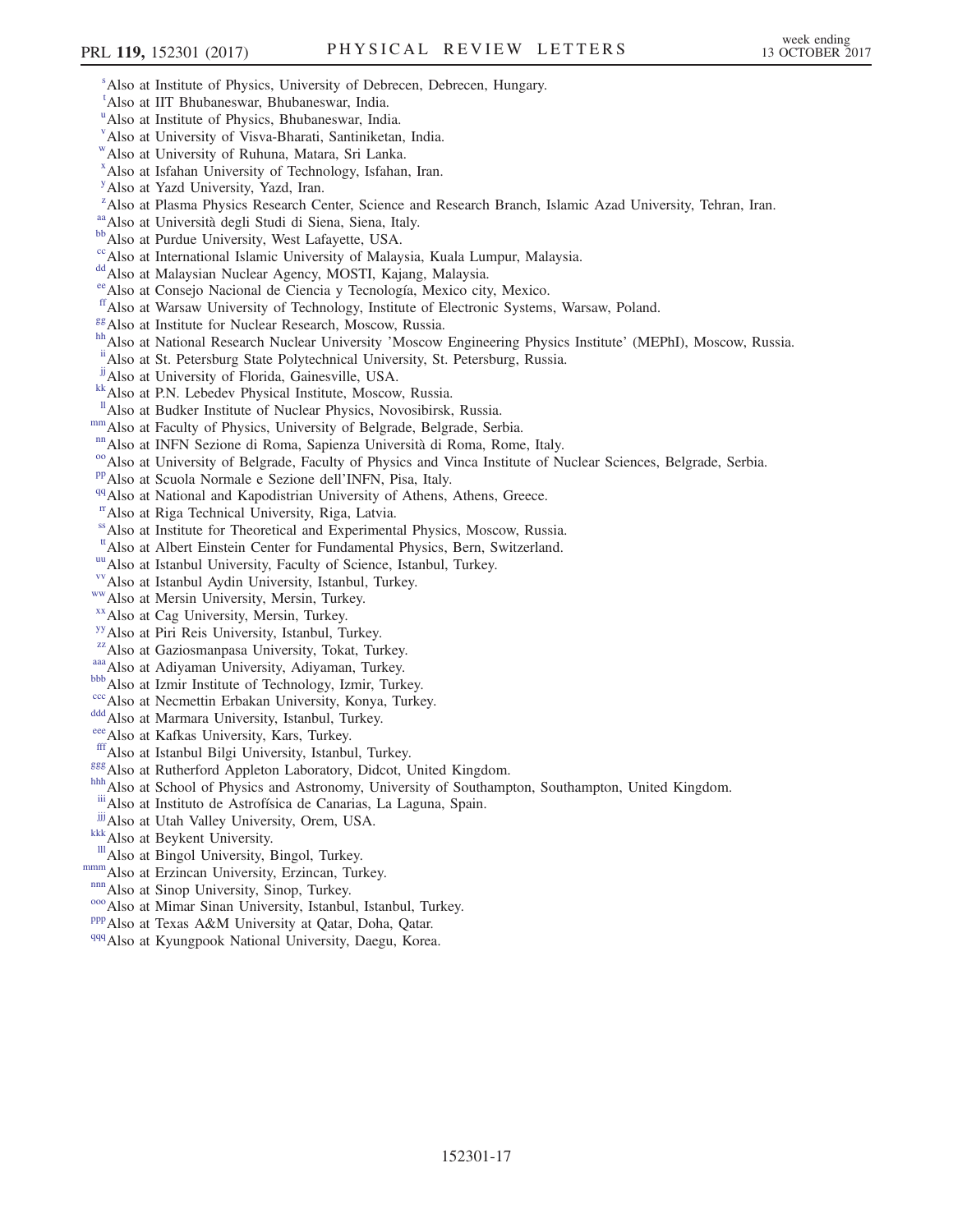[s]Also at Institute of Physics, University of Debrecen, Debrecen, Hungary.
[t]Also at IIT Bhubaneswar, Bhubaneswar, India.
[u]Also at Institute of Physics, Bhubaneswar, India.
[v]Also at University of Visva-Bharati, Santiniketan, India.
[w]Also at University of Ruhuna, Matara, Sri Lanka.
[x]Also at Isfahan University of Technology, Isfahan, Iran.
[y]Also at Yazd University, Yazd, Iran.
[z]Also at Plasma Physics Research Center, Science and Research Branch, Islamic Azad University, Tehran, Iran.
[aa]Also at Università degli Studi di Siena, Siena, Italy.
[bb]Also at Purdue University, West Lafayette, USA.
[cc]Also at International Islamic University of Malaysia, Kuala Lumpur, Malaysia.
[dd]Also at Malaysian Nuclear Agency, MOSTI, Kajang, Malaysia.
[ee]Also at Consejo Nacional de Ciencia y Tecnología, Mexico city, Mexico.
[ff]Also at Warsaw University of Technology, Institute of Electronic Systems, Warsaw, Poland.
[gg]Also at Institute for Nuclear Research, Moscow, Russia.
[hh]Also at National Research Nuclear University 'Moscow Engineering Physics Institute' (MEPhI), Moscow, Russia.
[ii]Also at St. Petersburg State Polytechnical University, St. Petersburg, Russia.
[jj]Also at University of Florida, Gainesville, USA.
[kk]Also at P.N. Lebedev Physical Institute, Moscow, Russia.
[ll]Also at Budker Institute of Nuclear Physics, Novosibirsk, Russia.
[mm]Also at Faculty of Physics, University of Belgrade, Belgrade, Serbia.
[nn]Also at INFN Sezione di Roma, Sapienza Università di Roma, Rome, Italy.
[oo]Also at University of Belgrade, Faculty of Physics and Vinca Institute of Nuclear Sciences, Belgrade, Serbia.
[pp]Also at Scuola Normale e Sezione dell'INFN, Pisa, Italy.
[qq]Also at National and Kapodistrian University of Athens, Athens, Greece.
[rr]Also at Riga Technical University, Riga, Latvia.
[ss]Also at Institute for Theoretical and Experimental Physics, Moscow, Russia.
[tt]Also at Albert Einstein Center for Fundamental Physics, Bern, Switzerland.
[uu]Also at Istanbul University, Faculty of Science, Istanbul, Turkey.
[vv]Also at Istanbul Aydin University, Istanbul, Turkey.
[ww]Also at Mersin University, Mersin, Turkey.
[xx]Also at Cag University, Mersin, Turkey.
[yy]Also at Piri Reis University, Istanbul, Turkey.
[zz]Also at Gaziosmanpasa University, Tokat, Turkey.
[aaa]Also at Adiyaman University, Adiyaman, Turkey.
[bbb]Also at Izmir Institute of Technology, Izmir, Turkey.
[ccc]Also at Necmettin Erbakan University, Konya, Turkey.
[ddd]Also at Marmara University, Istanbul, Turkey.
[eee]Also at Kafkas University, Kars, Turkey.
[fff]Also at Istanbul Bilgi University, Istanbul, Turkey.
[ggg]Also at Rutherford Appleton Laboratory, Didcot, United Kingdom.
[hhh]Also at School of Physics and Astronomy, University of Southampton, Southampton, United Kingdom.
[iii]Also at Instituto de Astrofísica de Canarias, La Laguna, Spain.
[jjj]Also at Utah Valley University, Orem, USA.
[kkk]Also at Beykent University.
[lll]Also at Bingol University, Bingol, Turkey.
[mmm]Also at Erzincan University, Erzincan, Turkey.
[nnn]Also at Sinop University, Sinop, Turkey.
[ooo]Also at Mimar Sinan University, Istanbul, Istanbul, Turkey.
[ppp]Also at Texas A&M University at Qatar, Doha, Qatar.
[qqq]Also at Kyungpook National University, Daegu, Korea.